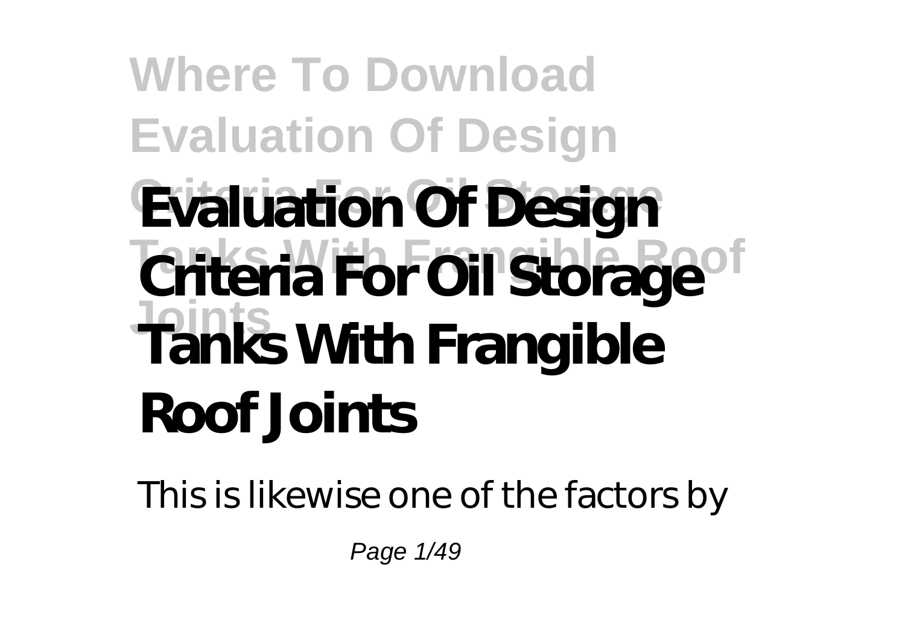# Evaluation Of Design Criteria For Oil Storage Tanks With Frangible Roof Joints

This is likewise one of the factors by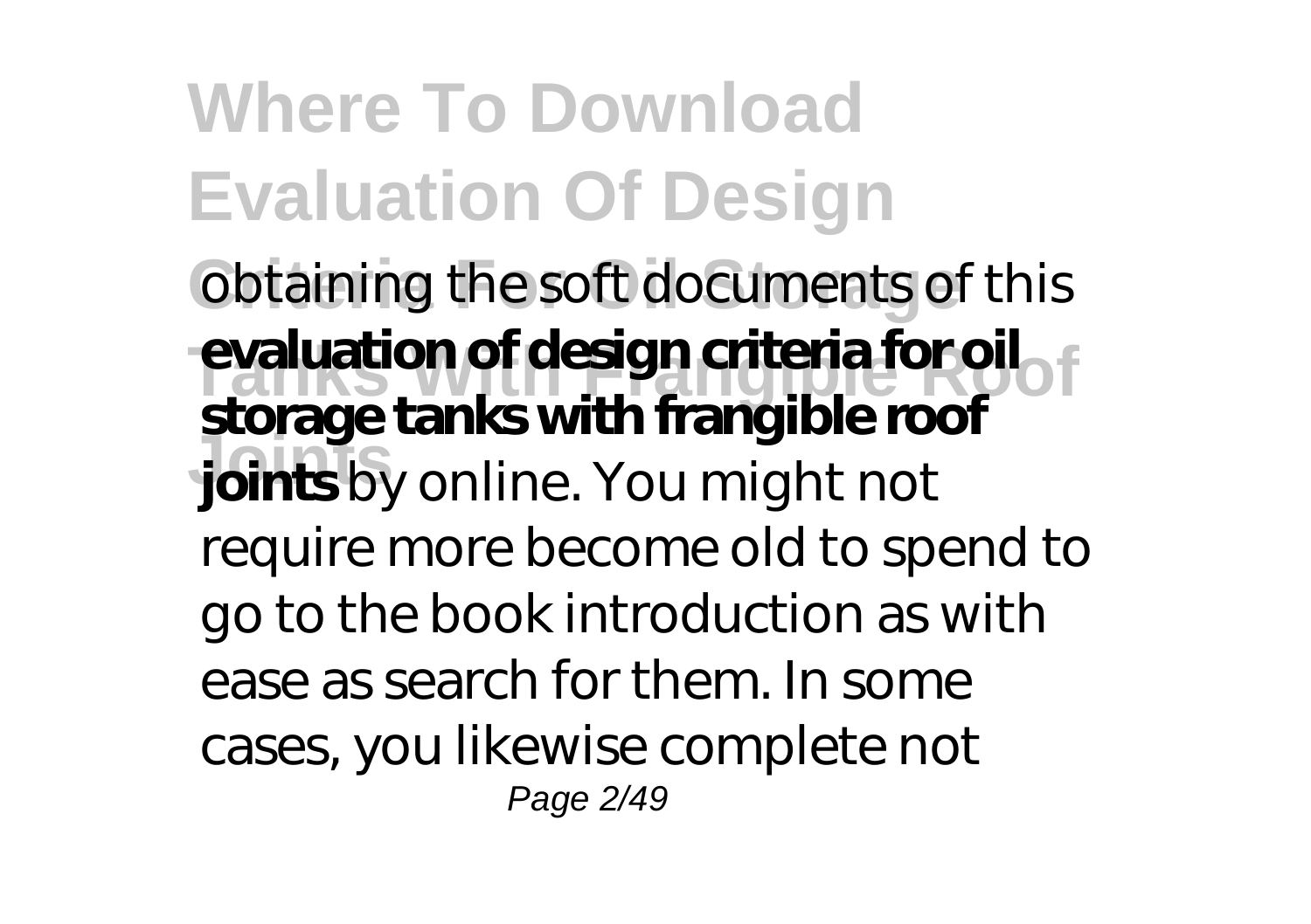obtaining the soft documents of this **evaluation of design criteria for oil storage tanks with frangible roof joints** by online. You might not require more become old to spend to go to the book introduction as with ease as search for them. In some cases, you likewise complete not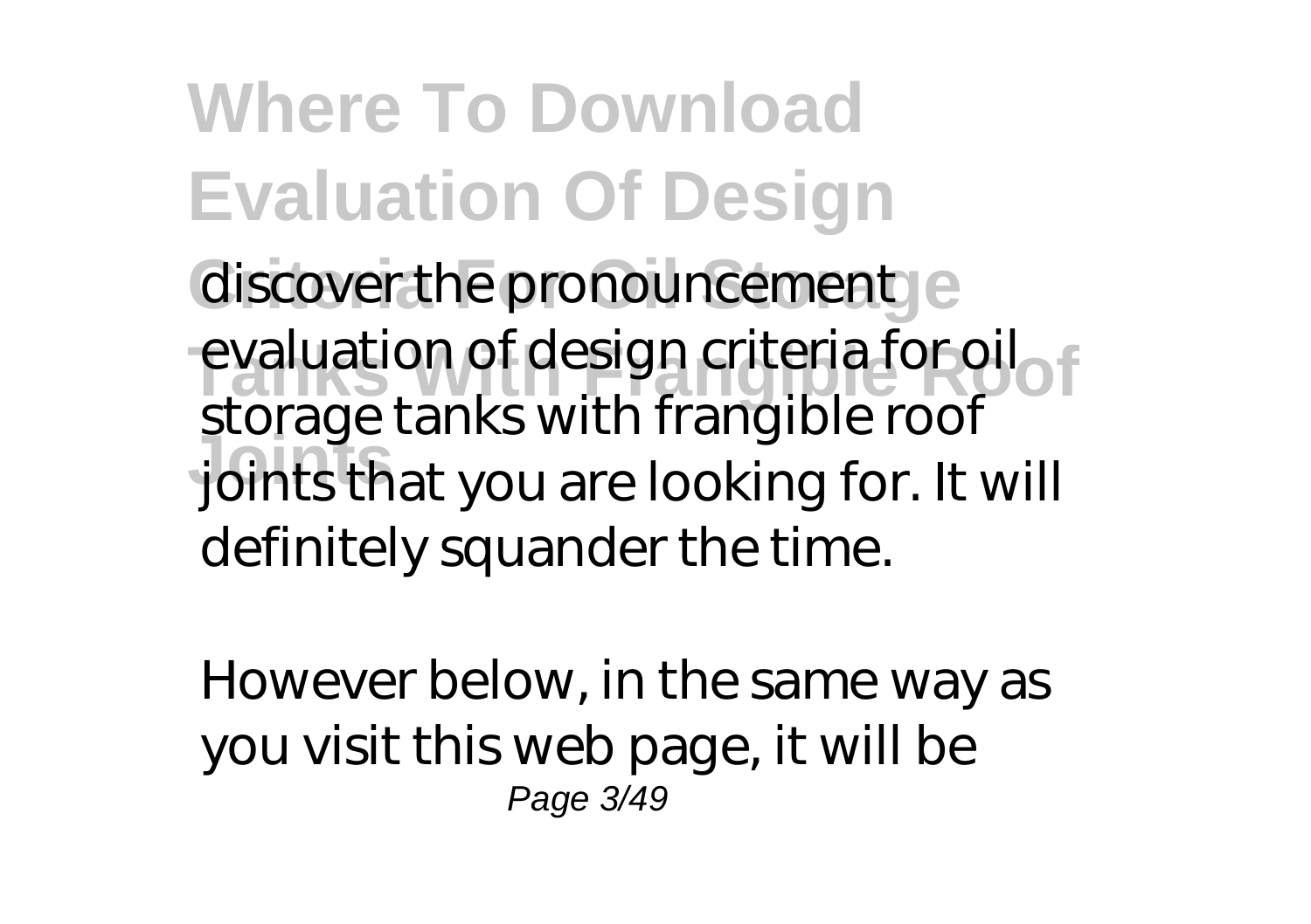discover the pronouncement evaluation of design criteria for oil storage tanks with frangible roof joints that you are looking for. It will definitely squander the time.

However below, in the same way as you visit this web page, it will be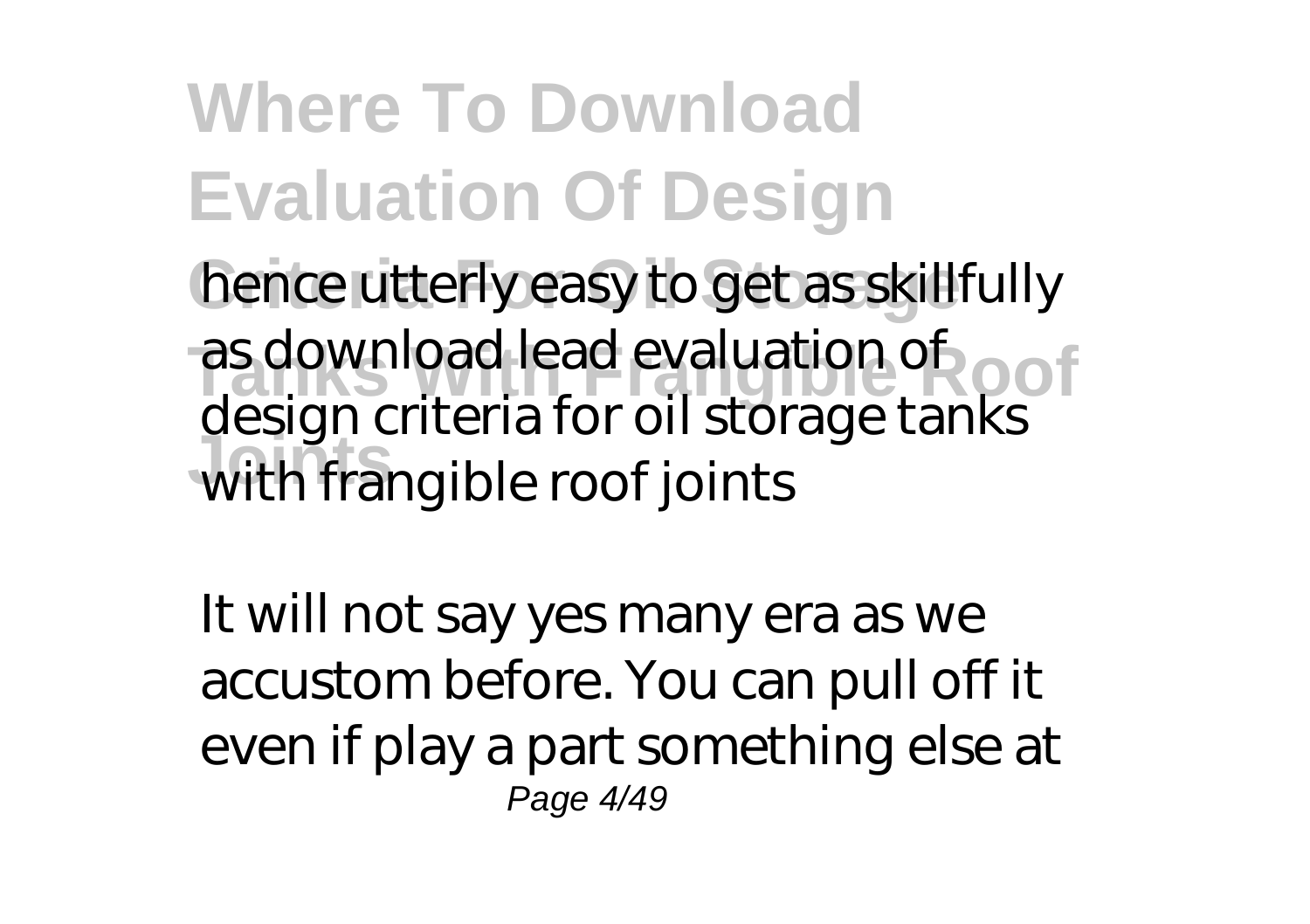hence utterly easy to get as skillfully as download lead evaluation of design criteria for oil storage tanks with frangible roof joints

It will not say yes many era as we accustom before. You can pull off it even if play a part something else at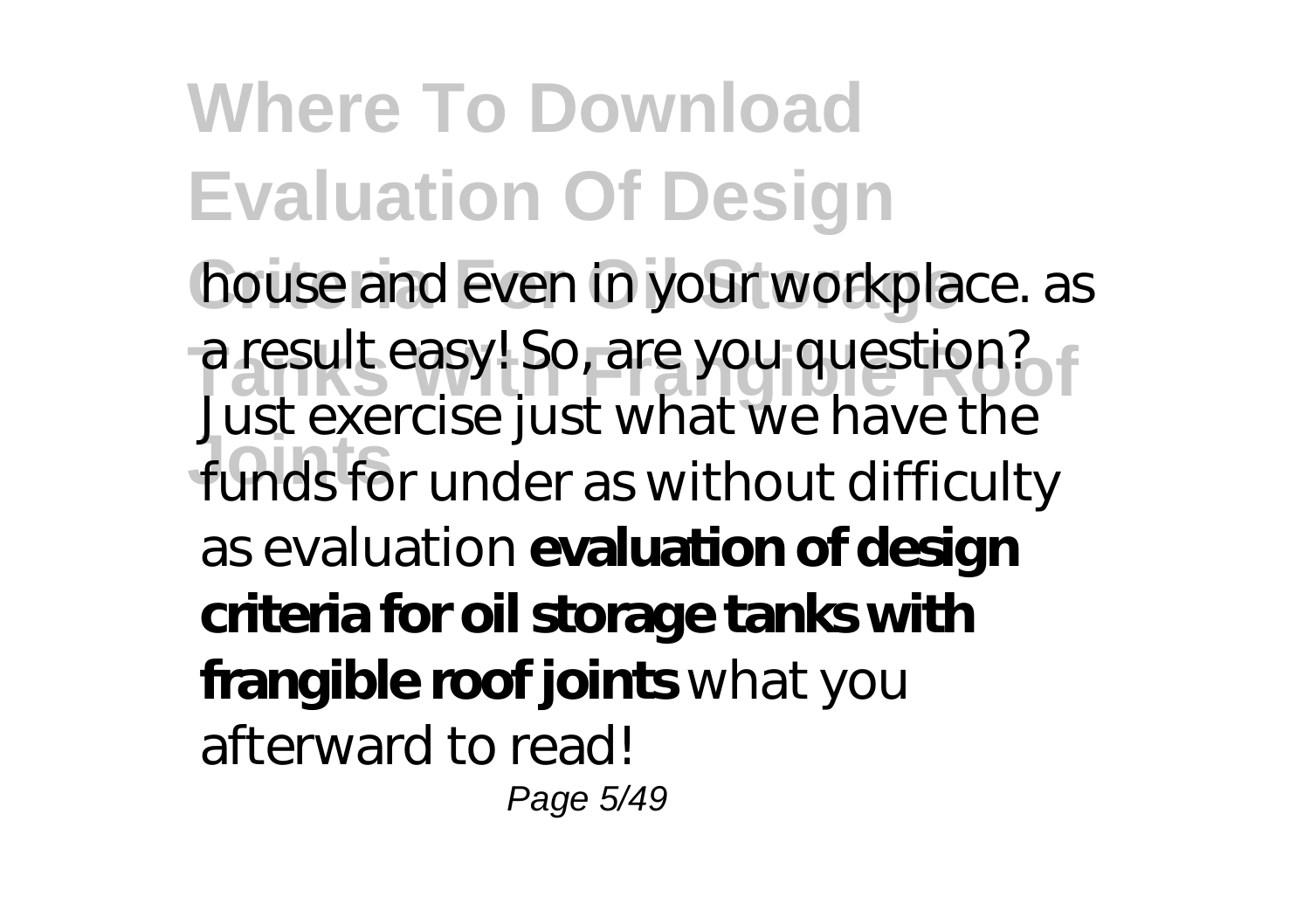house and even in your workplace. as a result easy! So, are you question? Just exercise just what we have the funds for under as without difficulty as evaluation **evaluation of design criteria for oil storage tanks with frangible roof joints** what you afterward to read!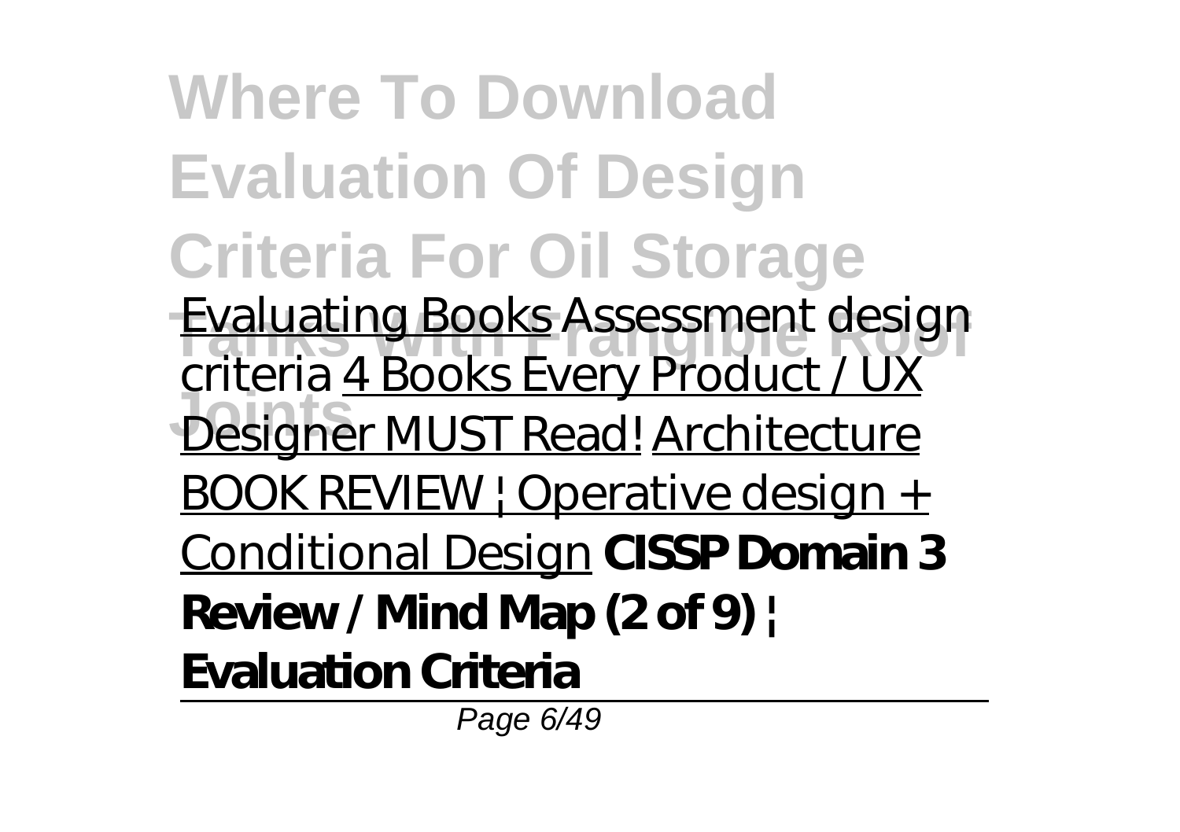Evaluating Books *Assessment design criteria* 4 Books Every Product / UX Designer MUST Read! Architecture BOOK REVIEW | Operative design + Conditional Design **CISSP Domain 3 Review / Mind Map (2 of 9) | Evaluation Criteria**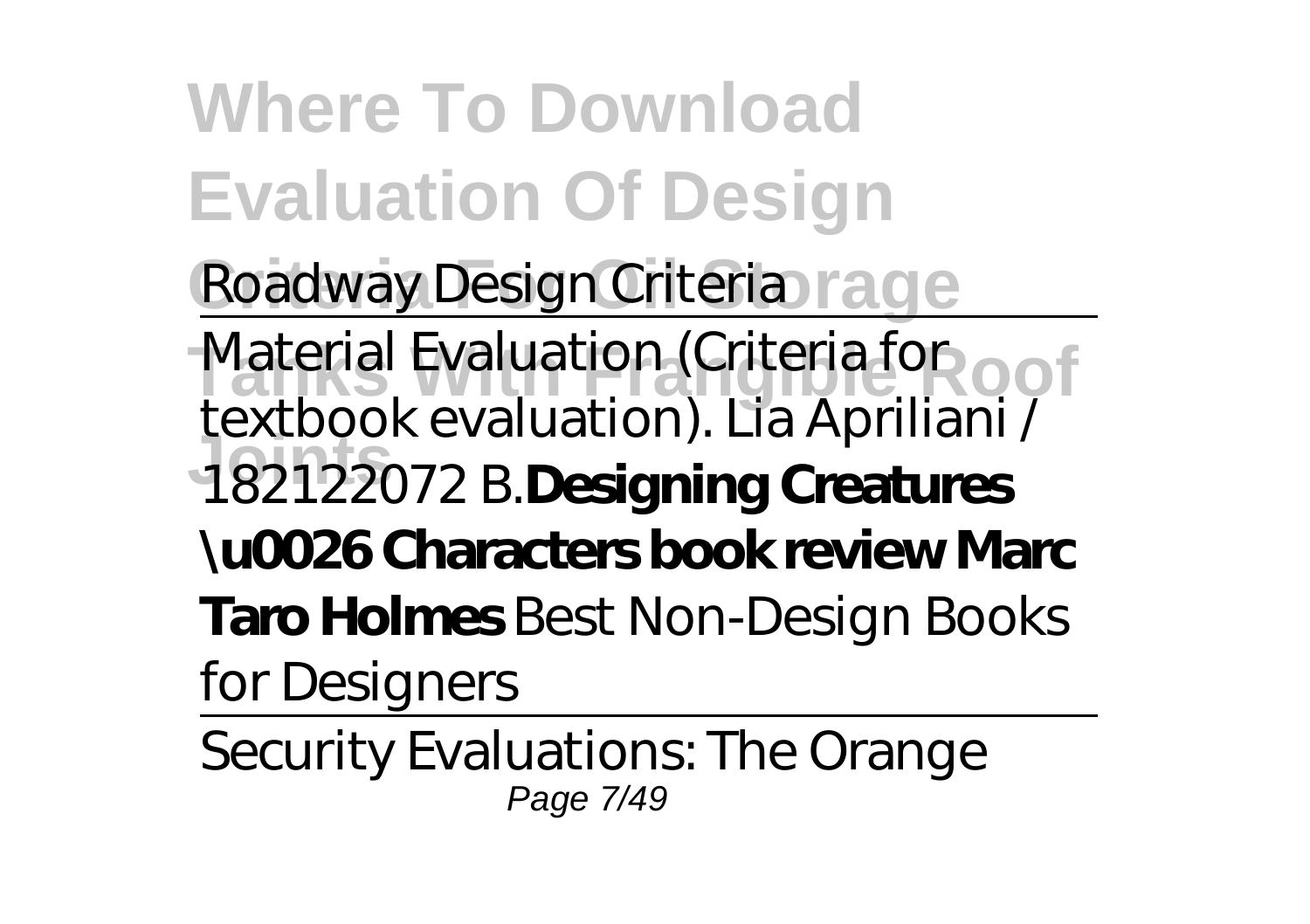# Where To Download Evaluation Of Design Criteria For Oil Storage Tanks With Frangible Roof Joints

*Roadway Design Criteria*

---

Material Evaluation (Criteria for textbook evaluation). Lia Apriliani / 182122072 B.**Designing Creatures \u0026 Characters book review Marc Taro Holmes** *Best Non-Design Books for Designers*

---

Security Evaluations: The Orange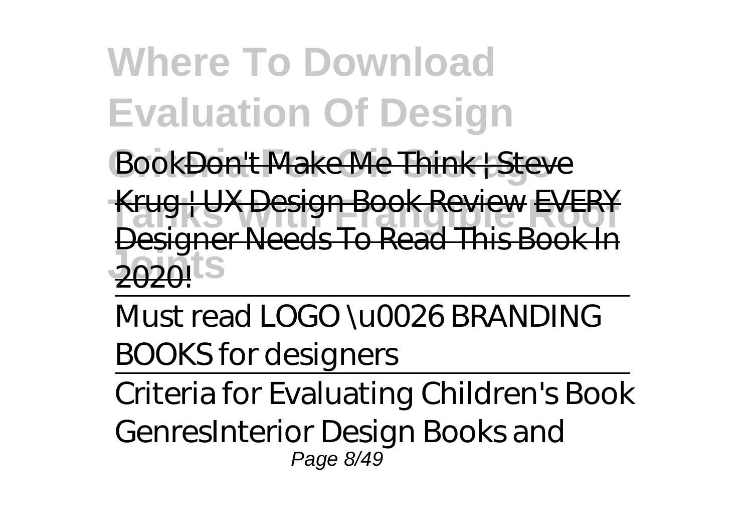BookDon't Make Me Think | Steve Krug | UX Design Book Review EVERY Designer Needs To Read This Book In 2020!

Must read LOGO \u0026 BRANDING BOOKS for designers

Criteria for Evaluating Children's Book GenresInterior Design Books and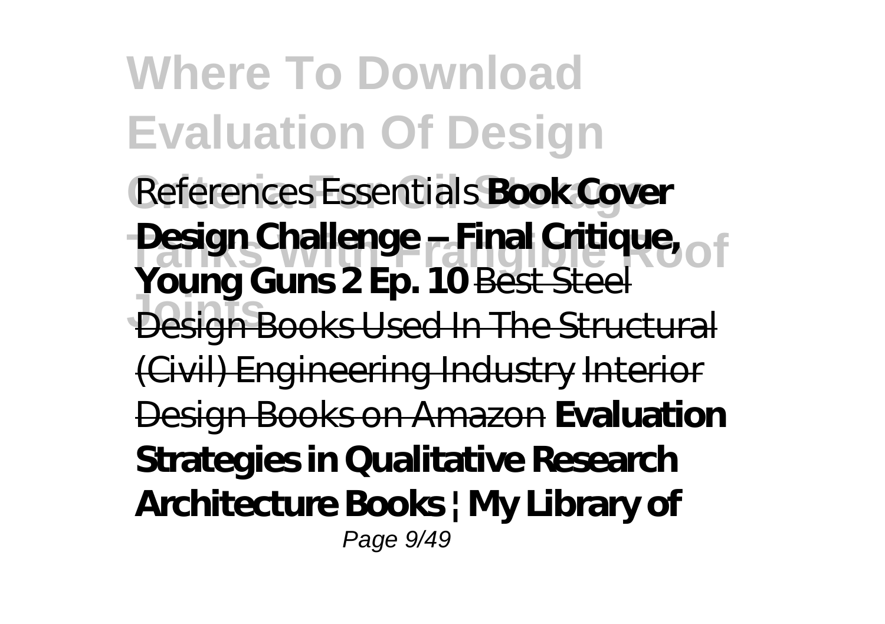References Essentials **Book Cover Design Challenge -- Final Critique, Young Guns 2 Ep. 10** Best Steel Design Books Used In The Structural (Civil) Engineering Industry Interior Design Books on Amazon **Evaluation Strategies in Qualitative Research Architecture Books | My Library of**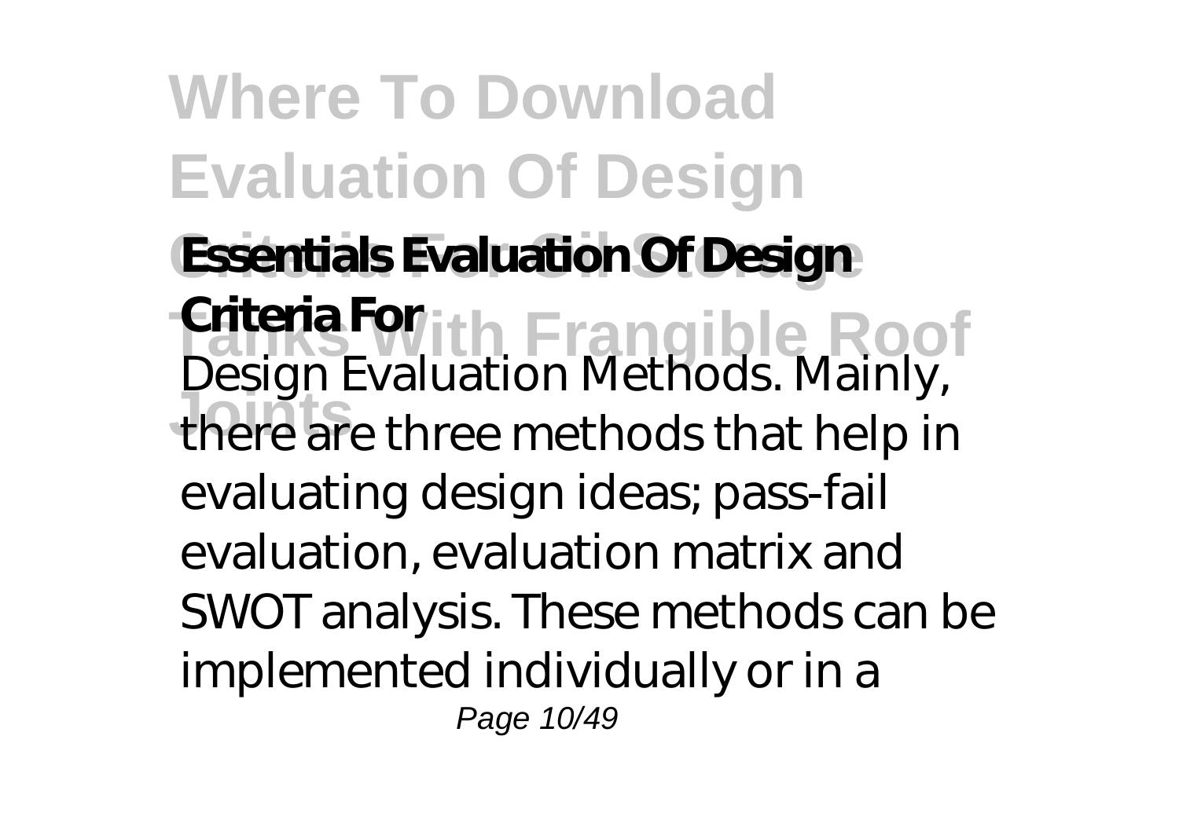**Essentials Evaluation Of Design Criteria For**

Design Evaluation Methods. Mainly, there are three methods that help in evaluating design ideas; pass-fail evaluation, evaluation matrix and SWOT analysis. These methods can be implemented individually or in a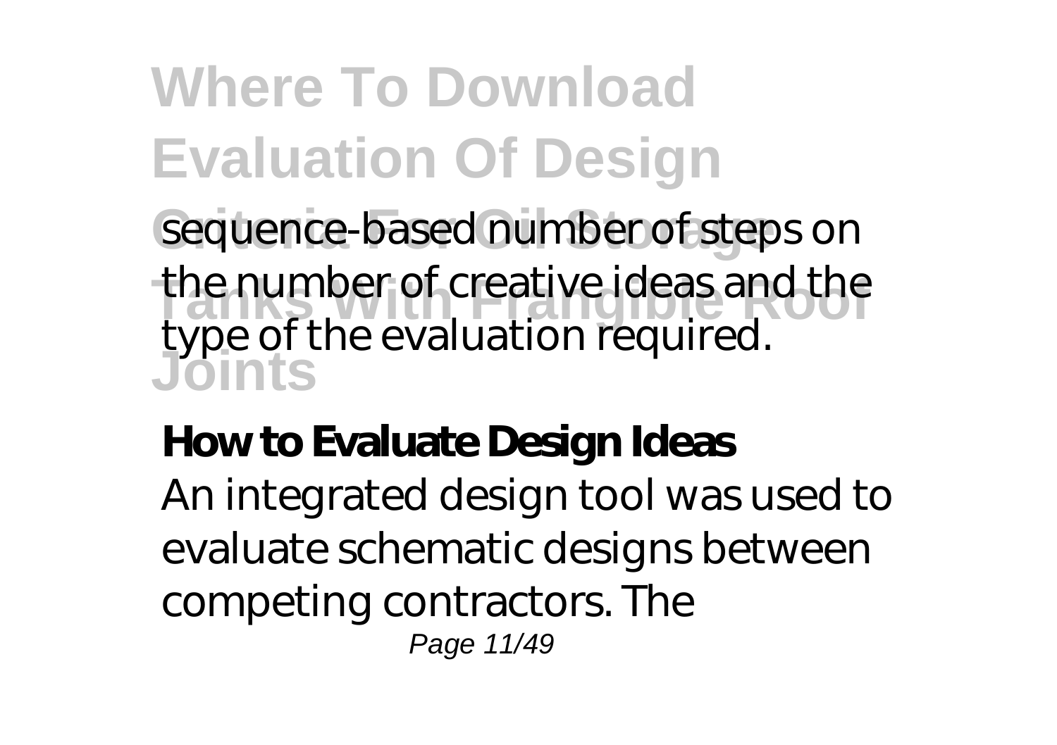sequence-based number of steps on the number of creative ideas and the type of the evaluation required.

**How to Evaluate Design Ideas**

An integrated design tool was used to evaluate schematic designs between competing contractors. The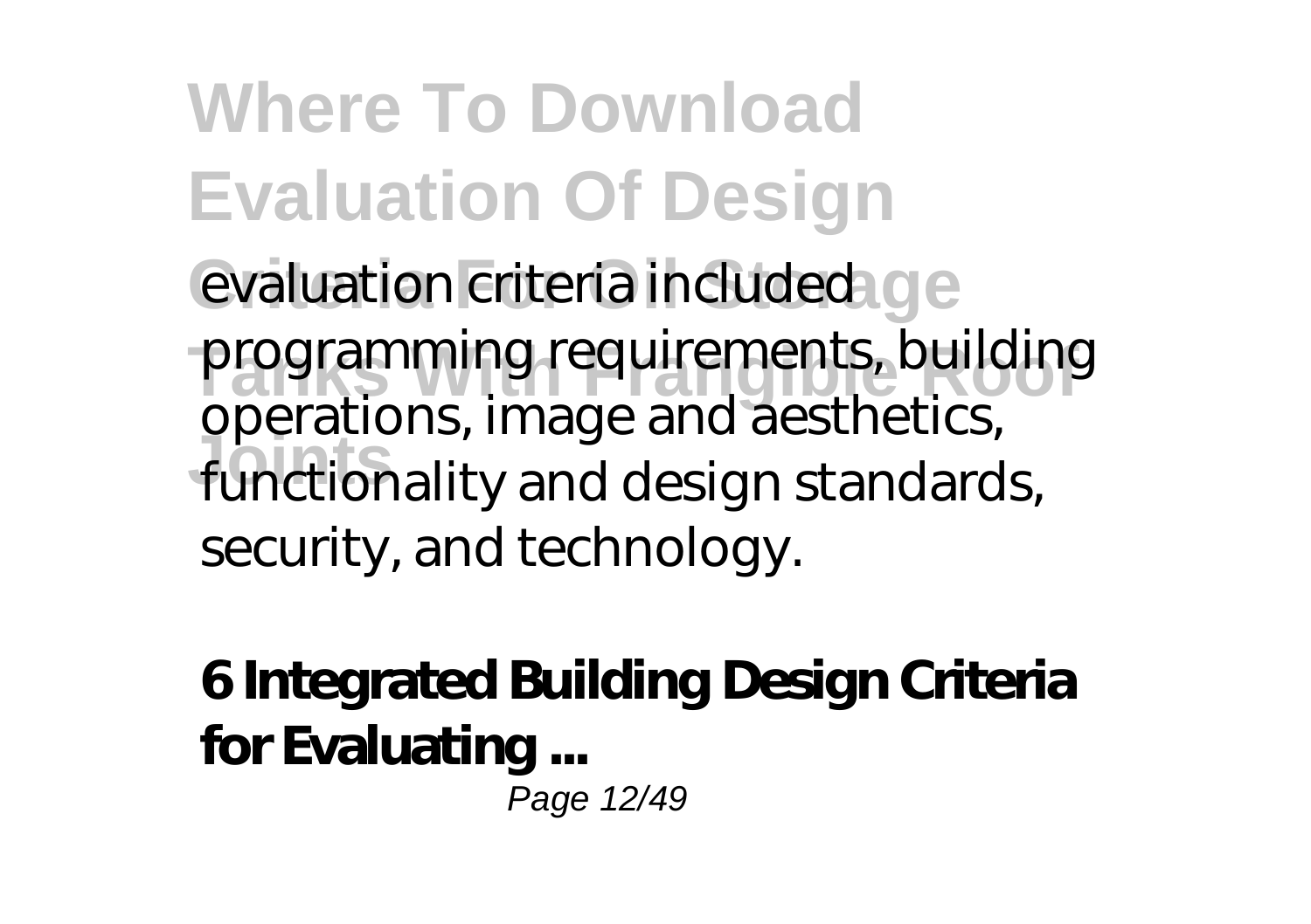evaluation criteria included programming requirements, building operations, image and aesthetics, functionality and design standards, security, and technology.

**6 Integrated Building Design Criteria for Evaluating ...**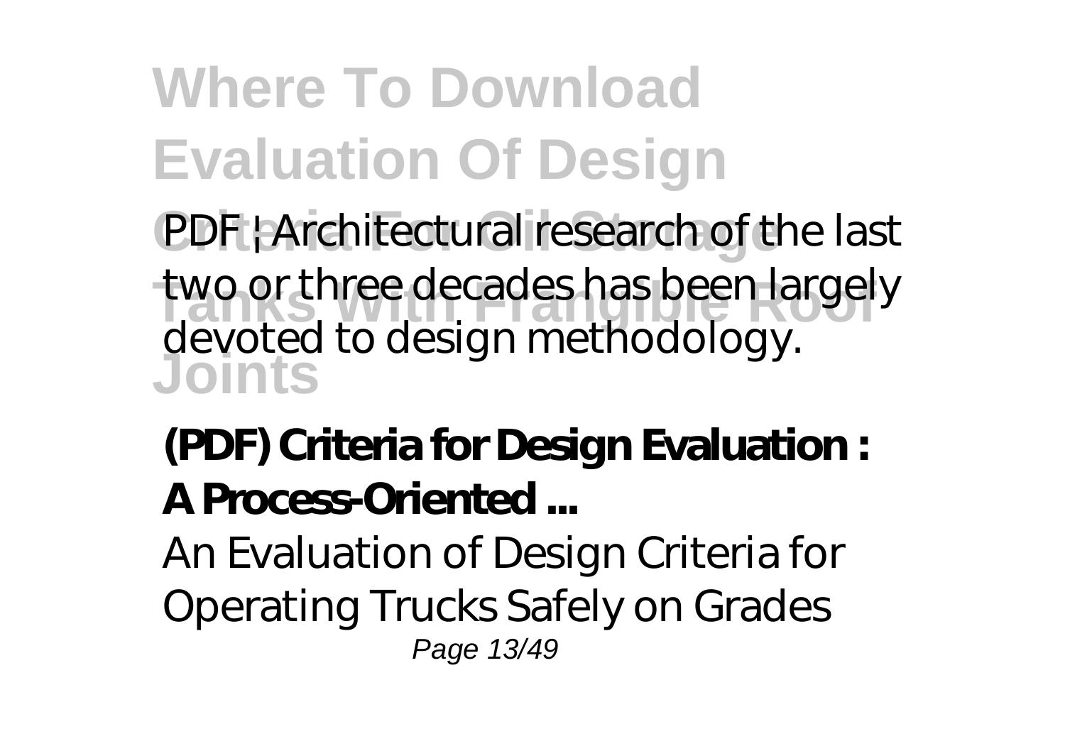PDF | Architectural research of the last two or three decades has been largely devoted to design methodology.

**(PDF) Criteria for Design Evaluation : A Process-Oriented ...**

An Evaluation of Design Criteria for Operating Trucks Safely on Grades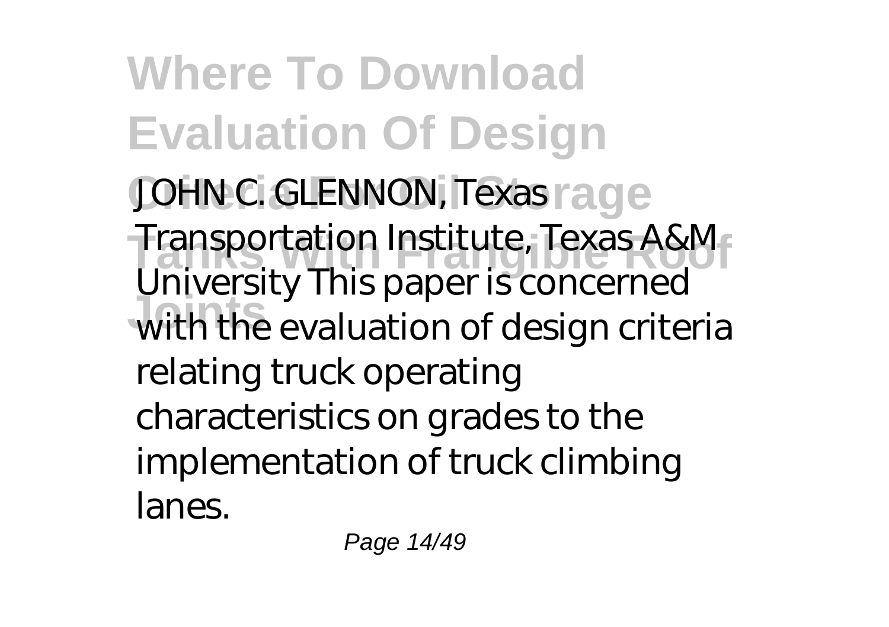JOHN C. GLENNON, Texas Transportation Institute, Texas A&M University This paper is concerned with the evaluation of design criteria relating truck operating characteristics on grades to the implementation of truck climbing lanes.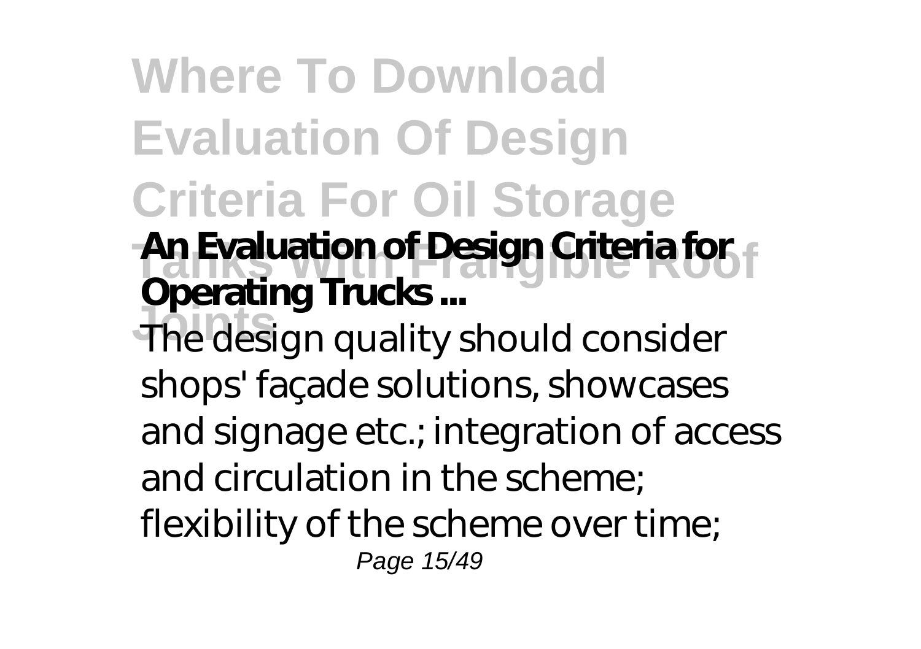### An Evaluation of Design Criteria for Operating Trucks ...

The design quality should consider shops' façade solutions, showcases and signage etc.; integration of access and circulation in the scheme; flexibility of the scheme over time;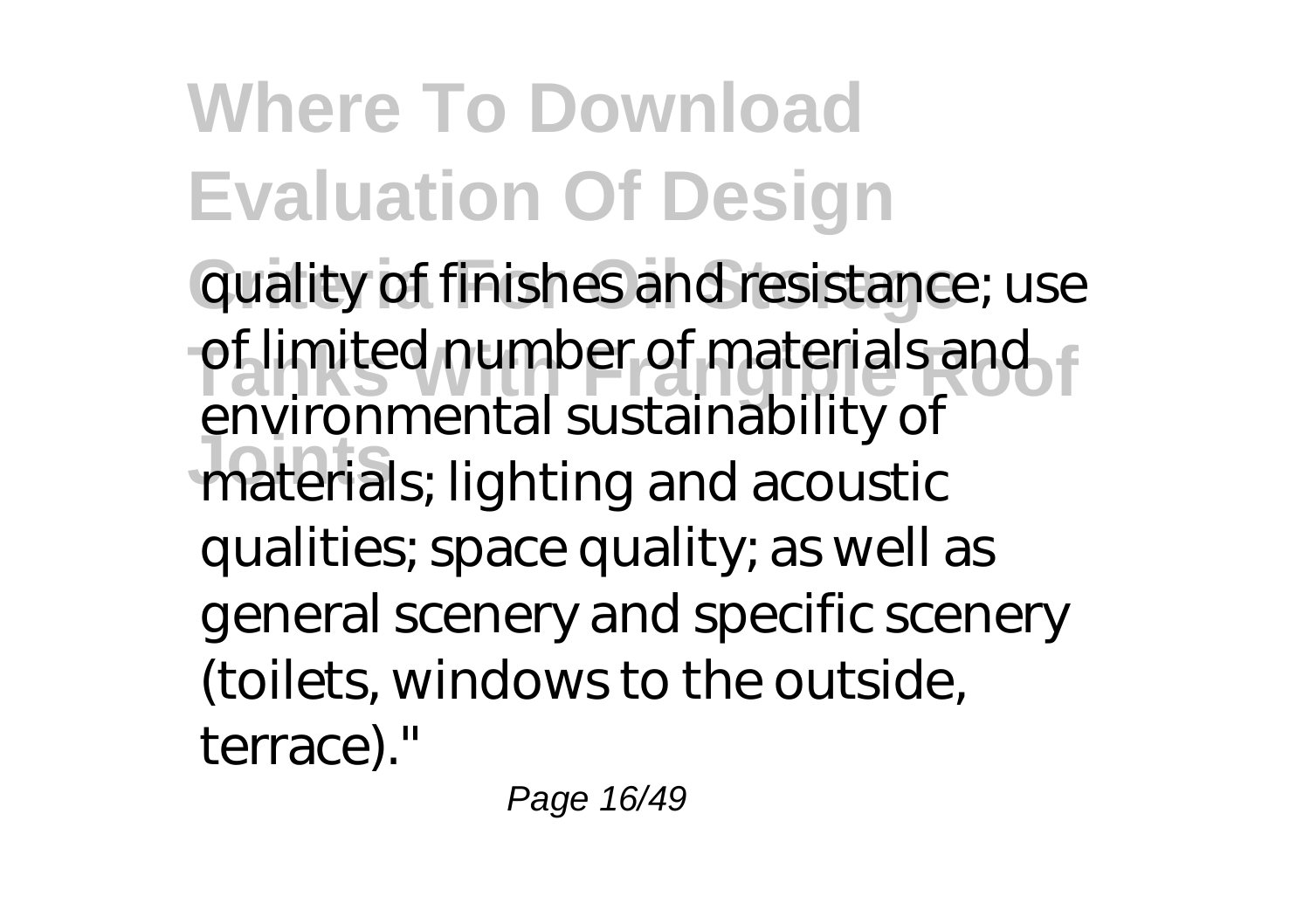quality of finishes and resistance; use of limited number of materials and environmental sustainability of materials; lighting and acoustic qualities; space quality; as well as general scenery and specific scenery (toilets, windows to the outside, terrace)."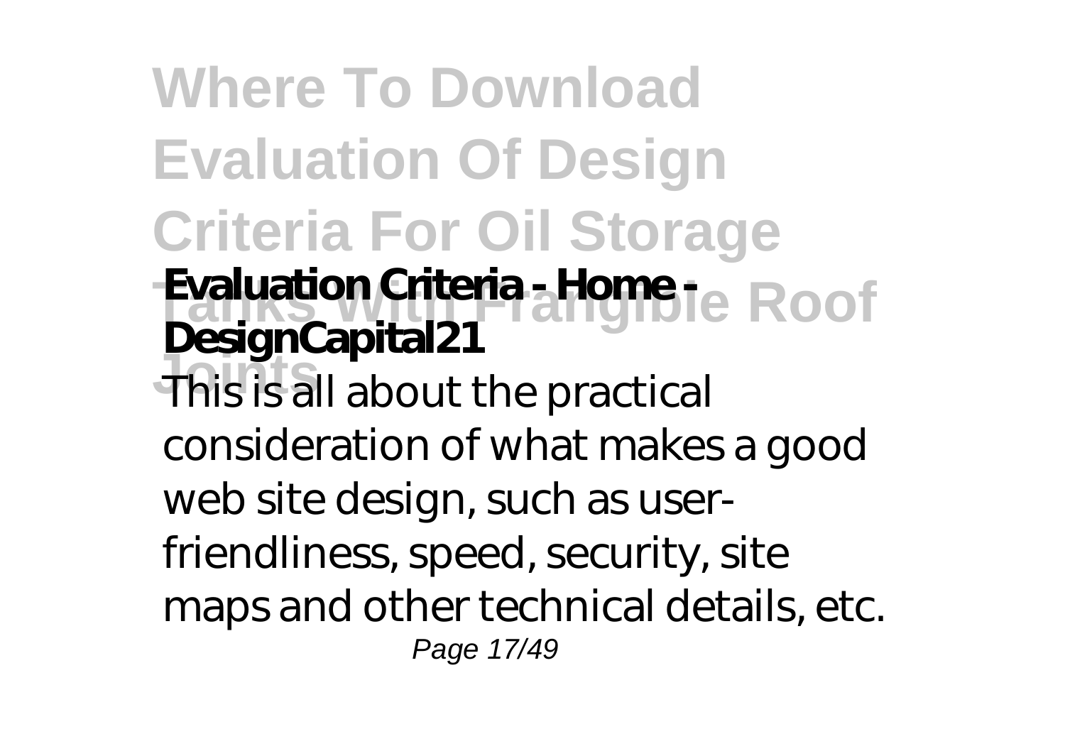**Evaluation Criteria - Home - DesignCapital21**

This is all about the practical consideration of what makes a good web site design, such as user-friendliness, speed, security, site maps and other technical details, etc.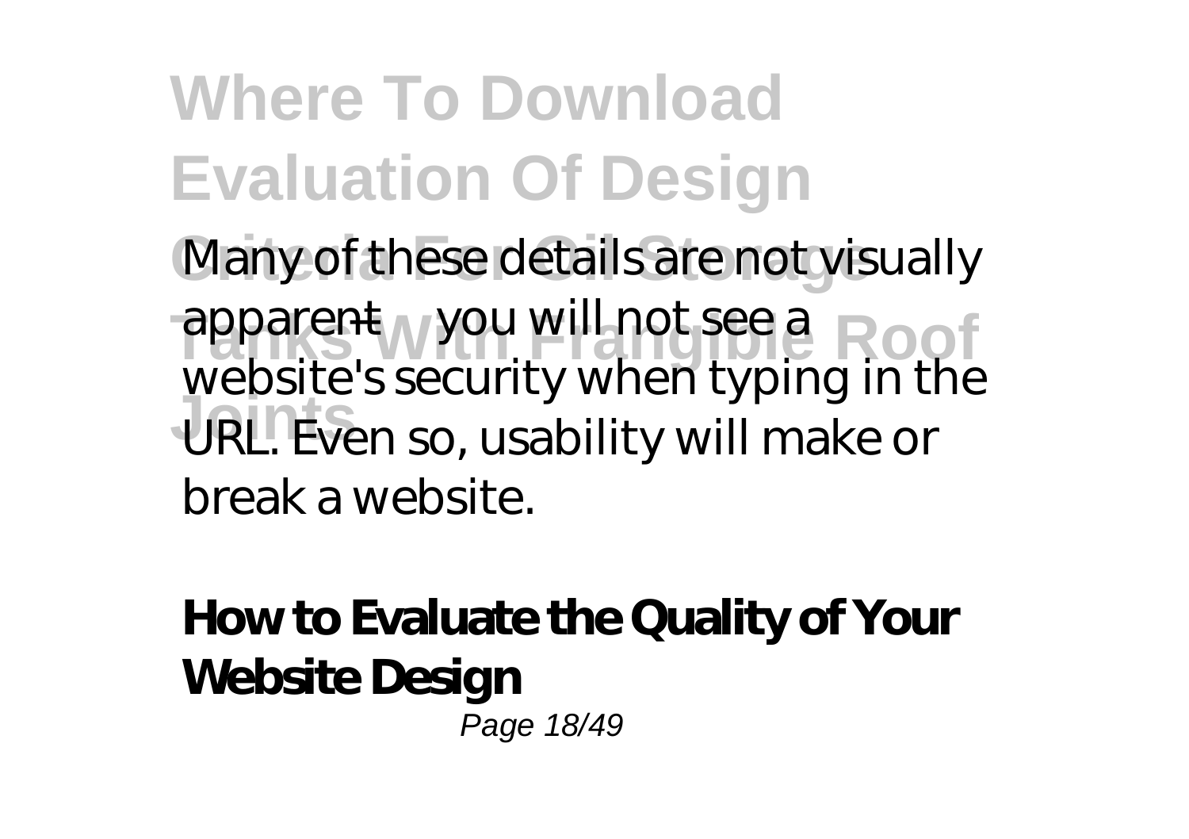Many of these details are not visually apparent — you will not see a website's security when typing in the URL. Even so, usability will make or break a website.

## How to Evaluate the Quality of Your Website Design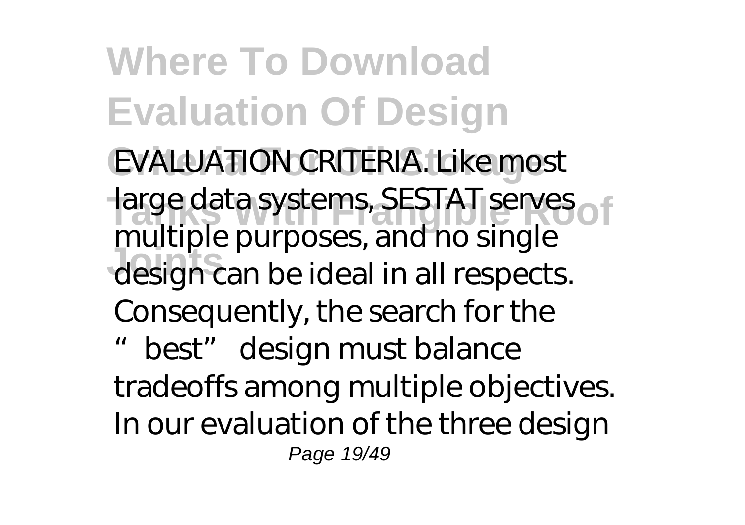EVALUATION CRITERIA. Like most large data systems, SESTAT serves multiple purposes, and no single design can be ideal in all respects. Consequently, the search for the "best" design must balance tradeoffs among multiple objectives. In our evaluation of the three design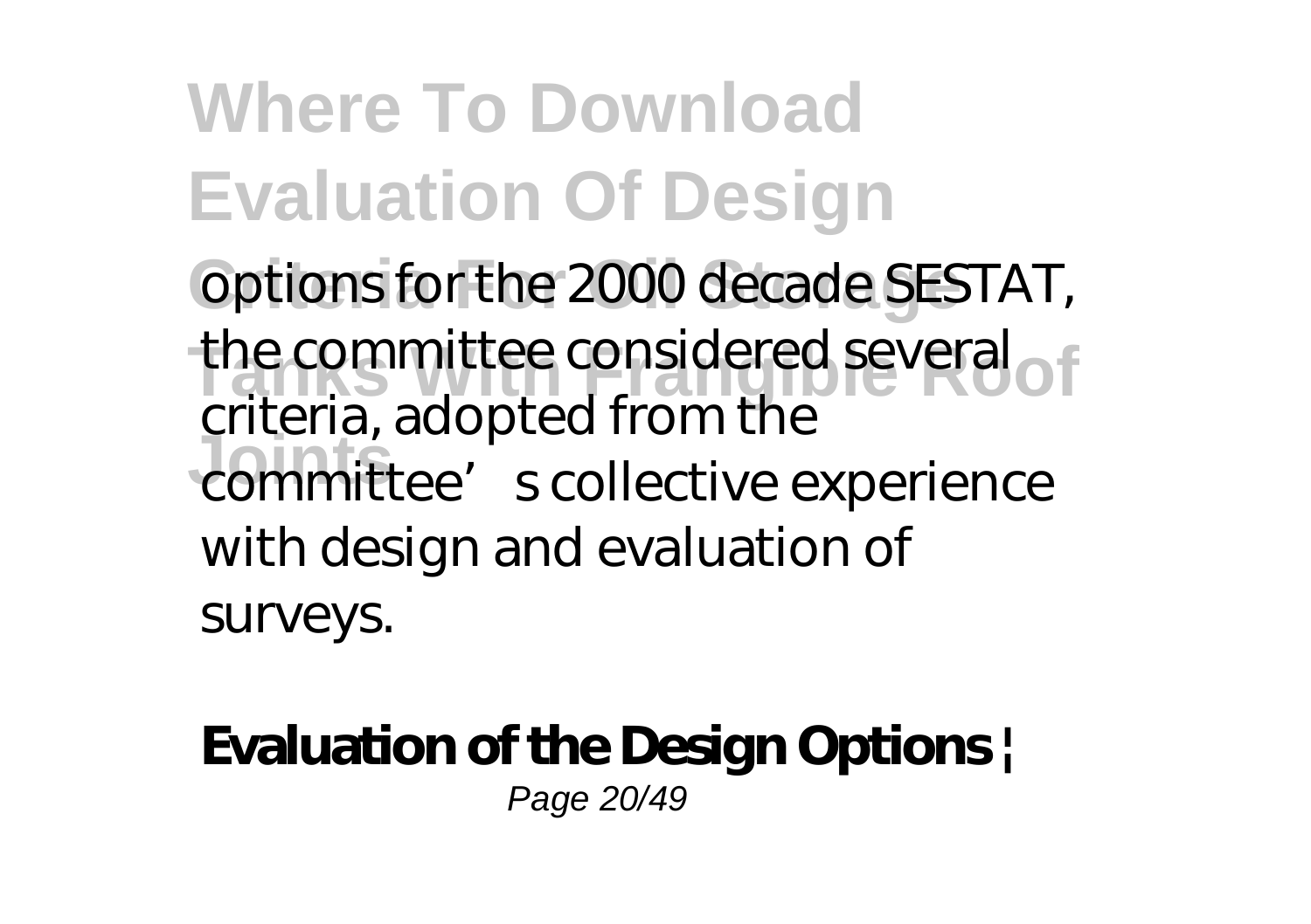options for the 2000 decade SESTAT, the committee considered several criteria, adopted from the committee’s collective experience with design and evaluation of surveys.

**Evaluation of the Design Options |**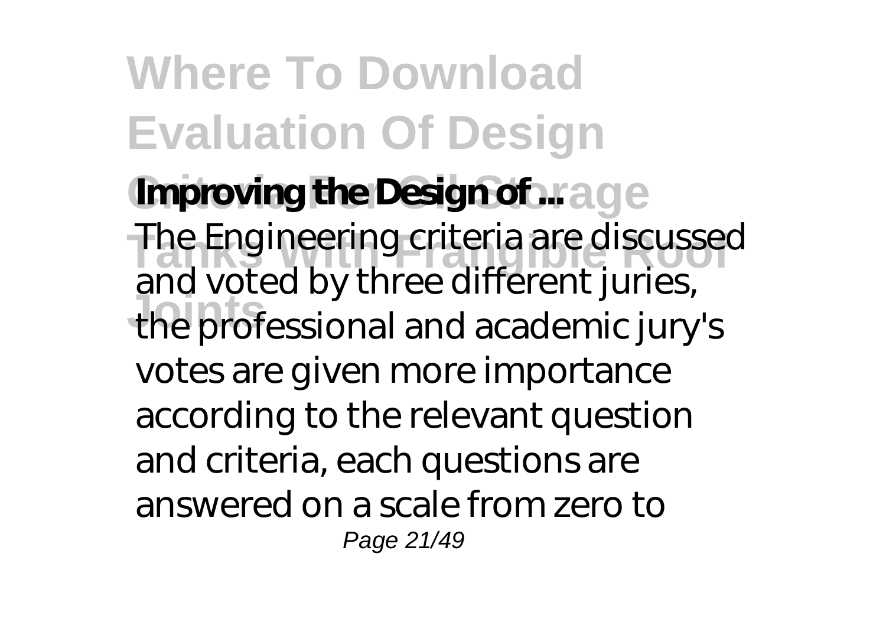**Improving the Design of ...**

The Engineering criteria are discussed and voted by three different juries, the professional and academic jury's votes are given more importance according to the relevant question and criteria, each questions are answered on a scale from zero to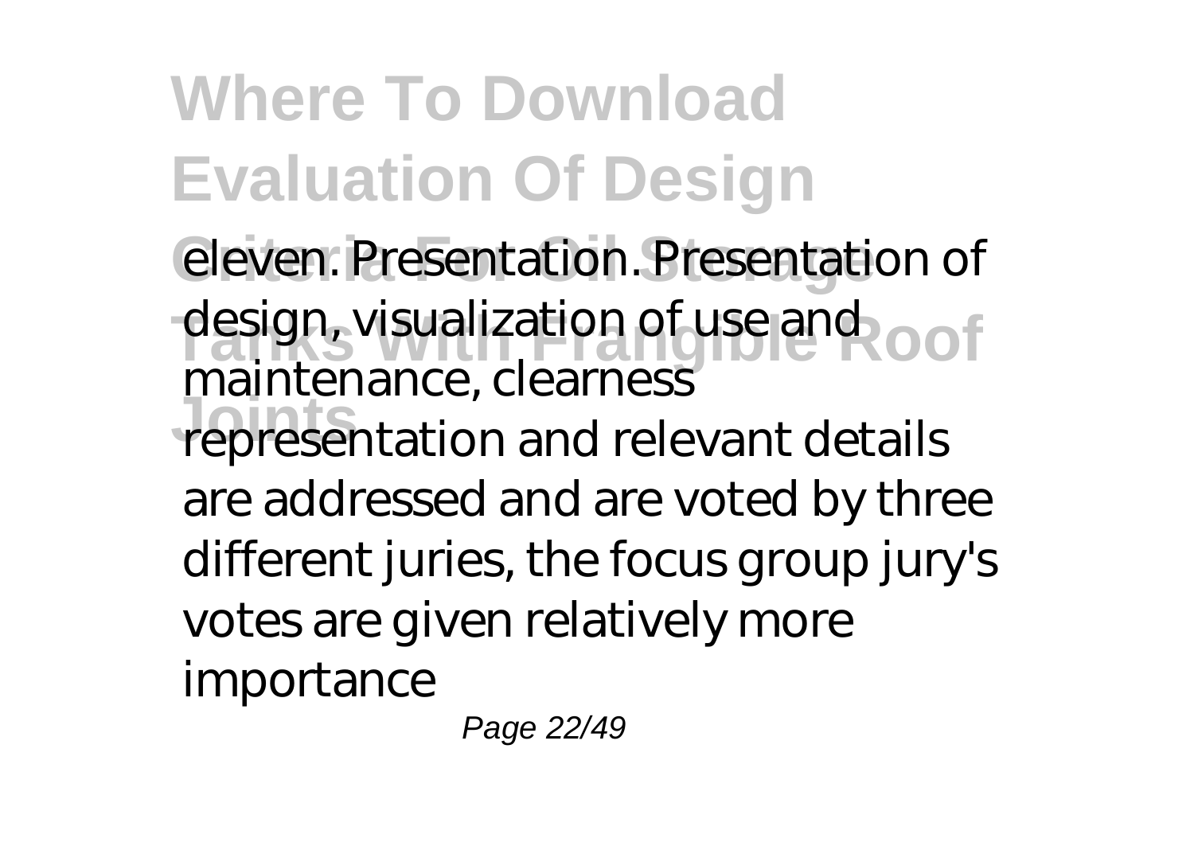eleven. Presentation. Presentation of design, visualization of use and maintenance, clearness representation and relevant details are addressed and are voted by three different juries, the focus group jury's votes are given relatively more importance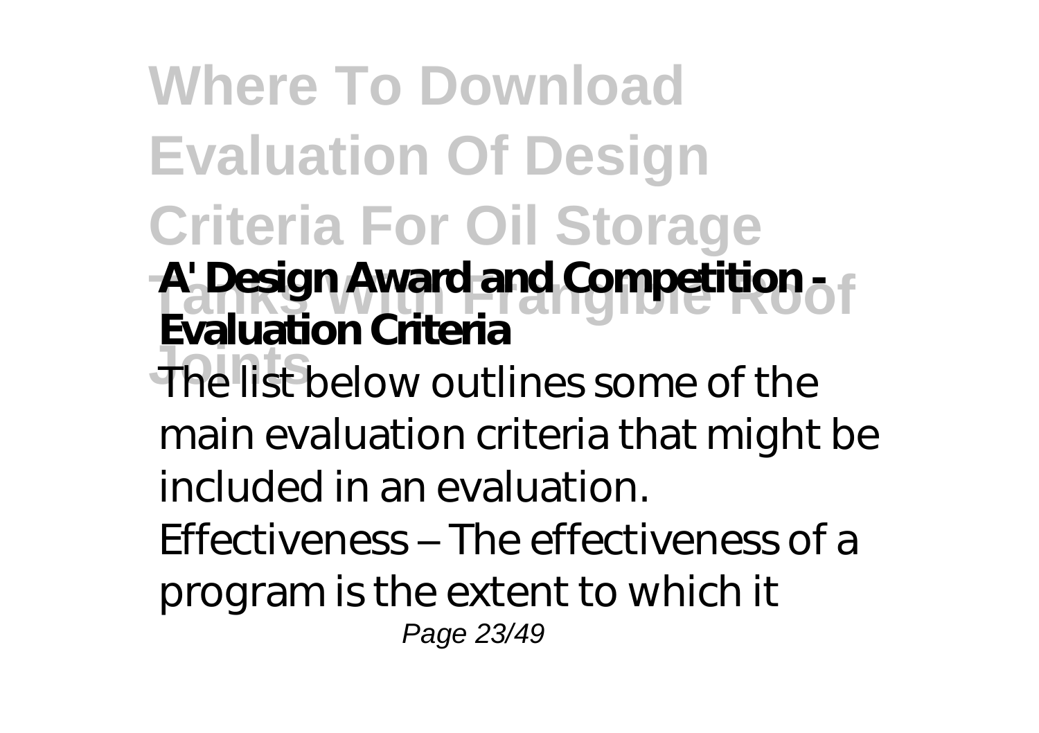**A' Design Award and Competition - Evaluation Criteria**

The list below outlines some of the main evaluation criteria that might be included in an evaluation. Effectiveness – The effectiveness of a program is the extent to which it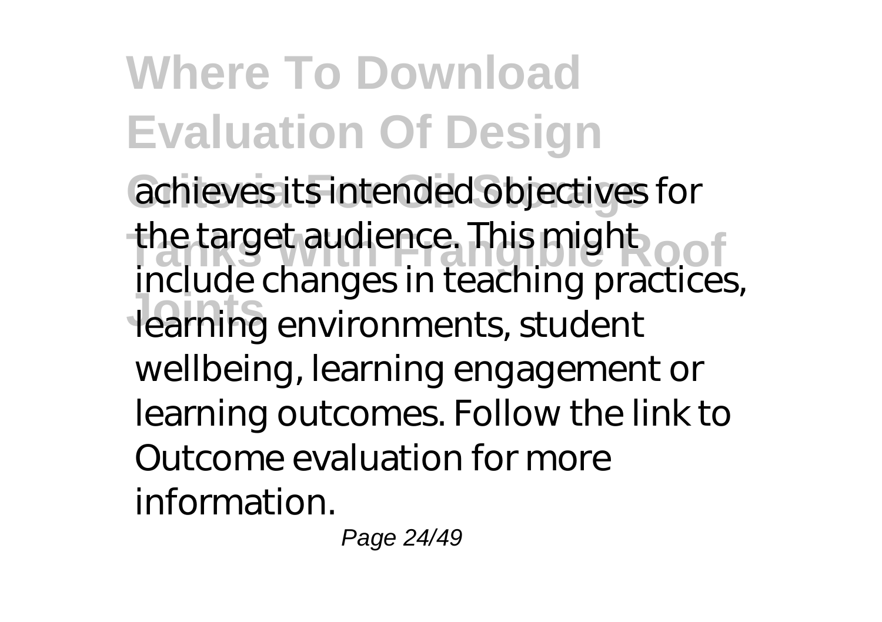achieves its intended objectives for the target audience. This might include changes in teaching practices, learning environments, student wellbeing, learning engagement or learning outcomes. Follow the link to Outcome evaluation for more information.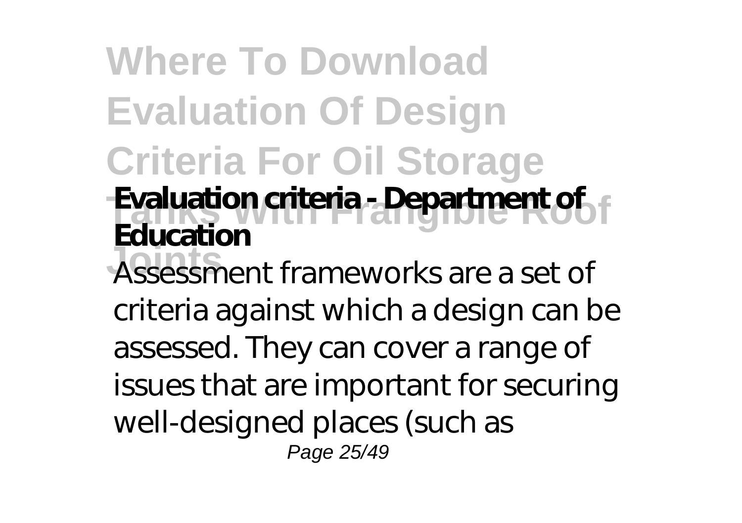**Evaluation criteria - Department of Education**

Assessment frameworks are a set of criteria against which a design can be assessed. They can cover a range of issues that are important for securing well-designed places (such as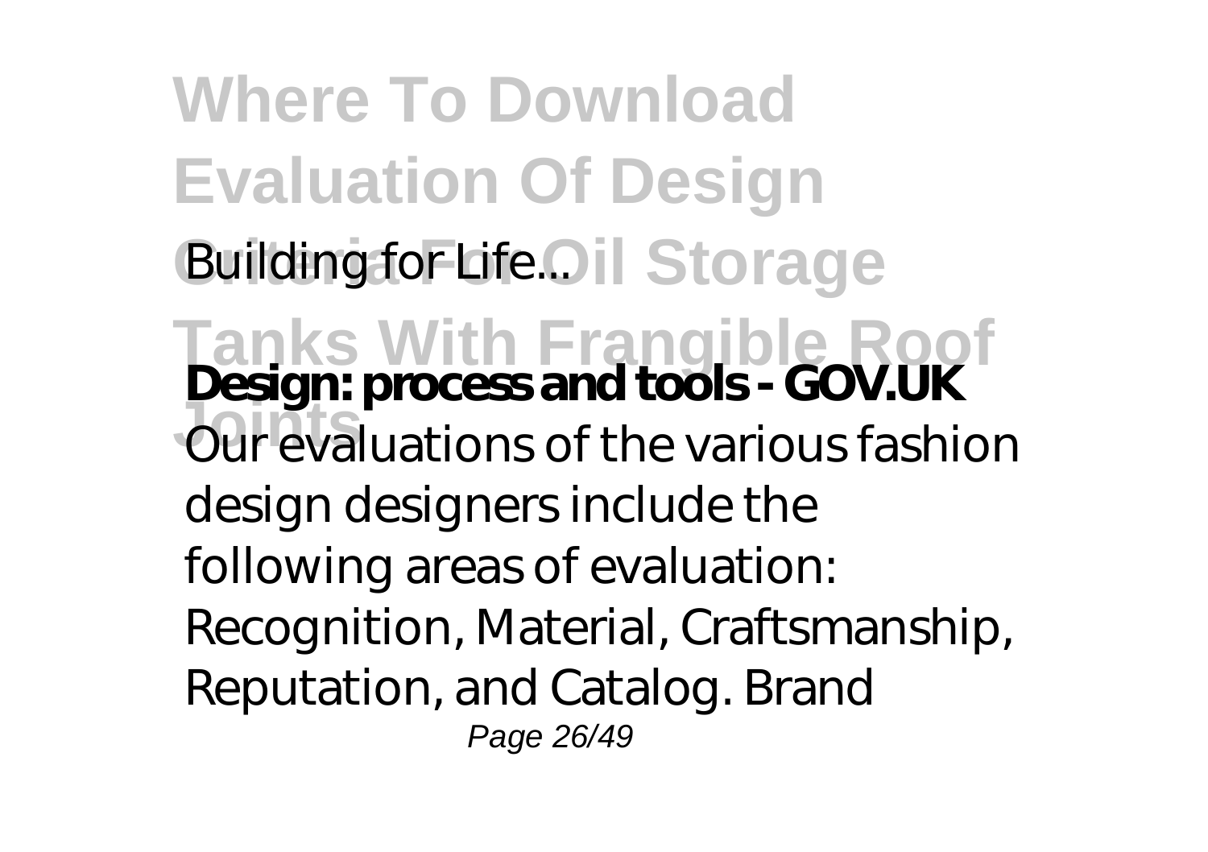Building for Life...

**Design: process and tools - GOV.UK**

Our evaluations of the various fashion design designers include the following areas of evaluation: Recognition, Material, Craftsmanship, Reputation, and Catalog. Brand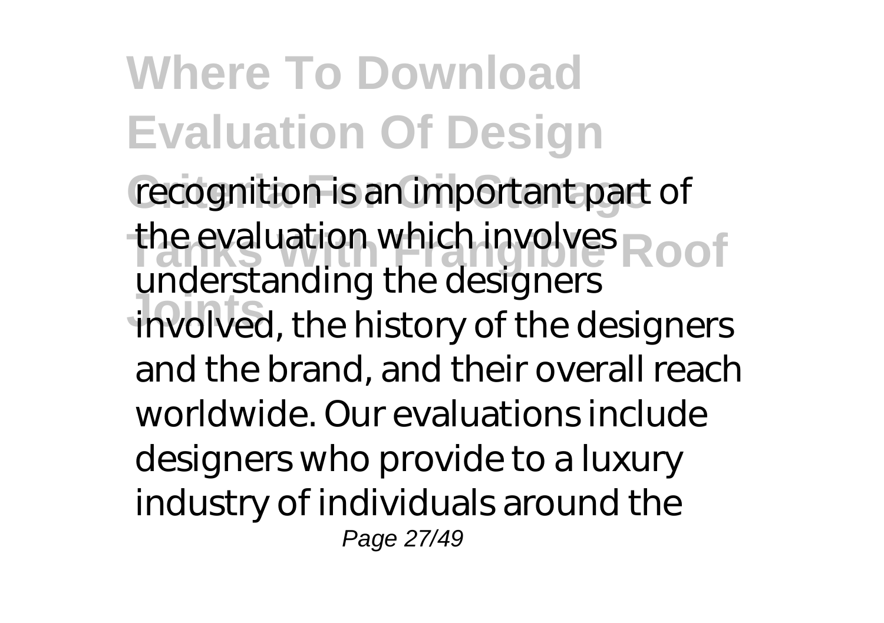recognition is an important part of the evaluation which involves understanding the designers involved, the history of the designers and the brand, and their overall reach worldwide. Our evaluations include designers who provide to a luxury industry of individuals around the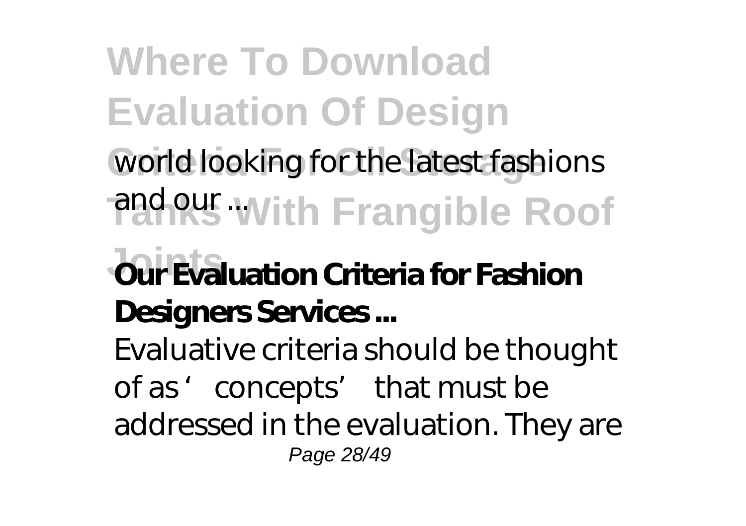world looking for the latest fashions and our ...

**Our Evaluation Criteria for Fashion Designers Services ...**

Evaluative criteria should be thought of as 'concepts' that must be addressed in the evaluation. They are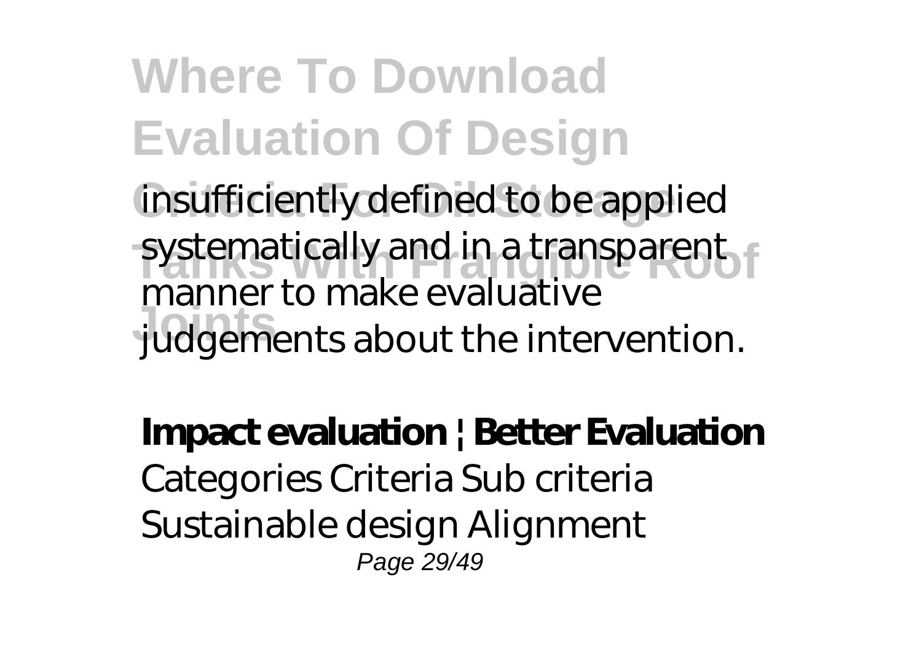insufficiently defined to be applied systematically and in a transparent manner to make evaluative judgements about the intervention.

**Impact evaluation | Better Evaluation**

Categories Criteria Sub criteria Sustainable design Alignment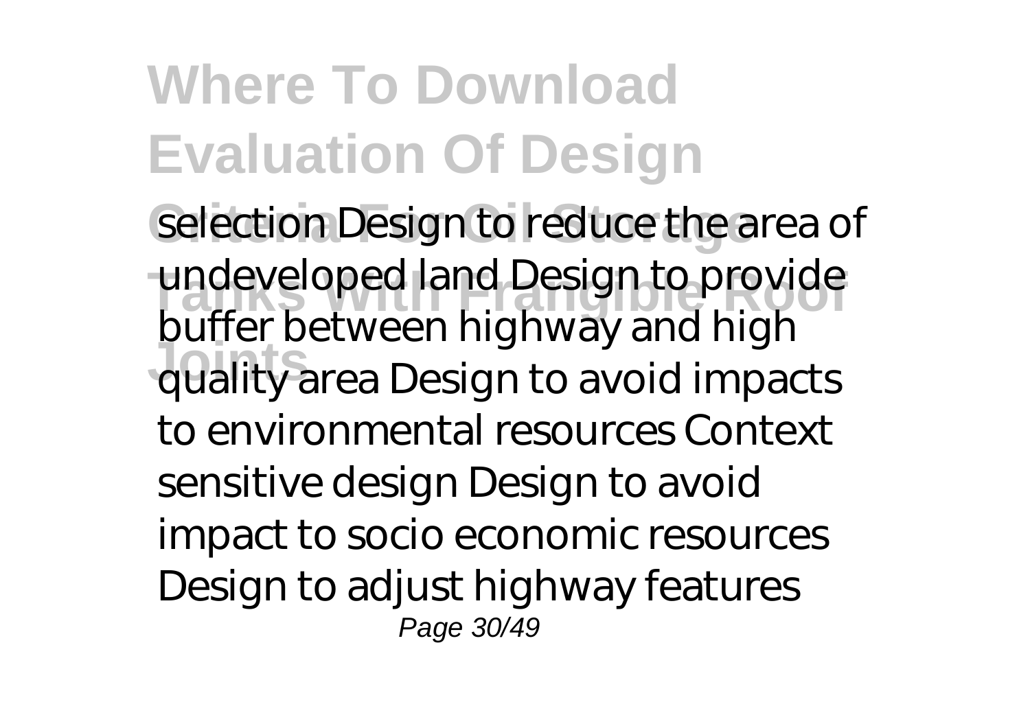selection Design to reduce the area of undeveloped land Design to provide buffer between highway and high quality area Design to avoid impacts to environmental resources Context sensitive design Design to avoid impact to socio economic resources Design to adjust highway features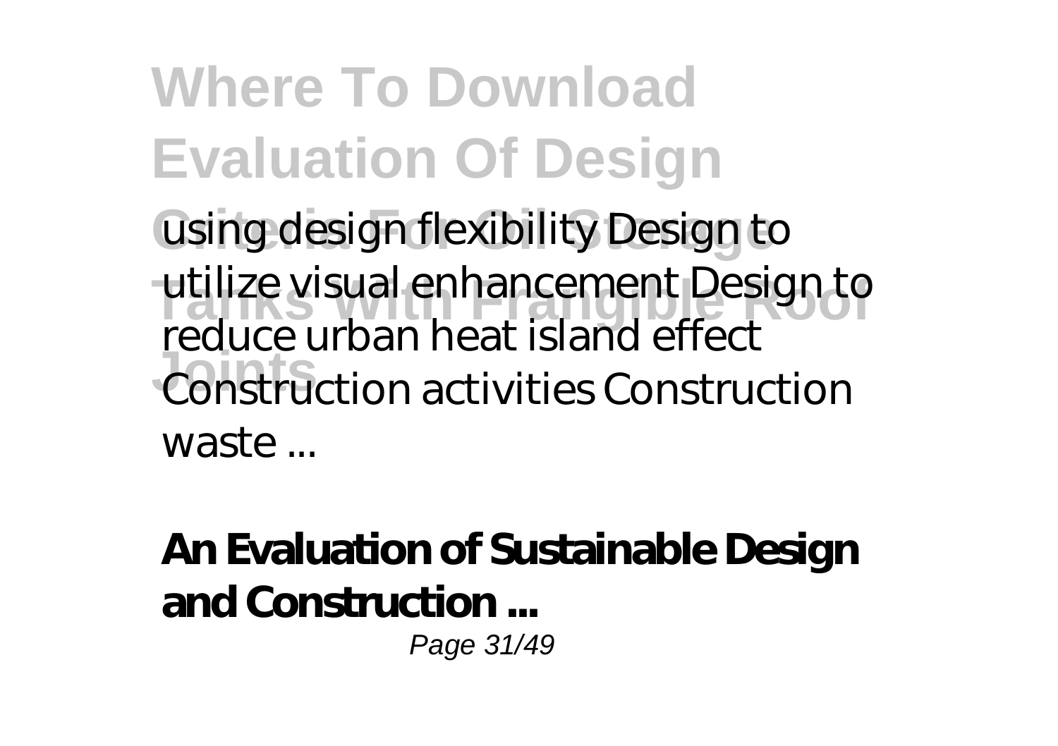using design flexibility Design to utilize visual enhancement Design to reduce urban heat island effect Construction activities Construction waste ...

## An Evaluation of Sustainable Design and Construction ...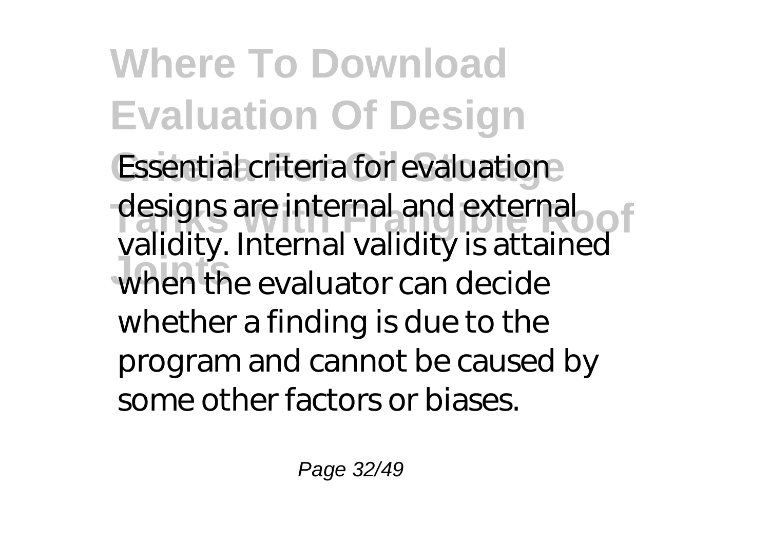Essential criteria for evaluation designs are internal and external validity. Internal validity is attained when the evaluator can decide whether a finding is due to the program and cannot be caused by some other factors or biases.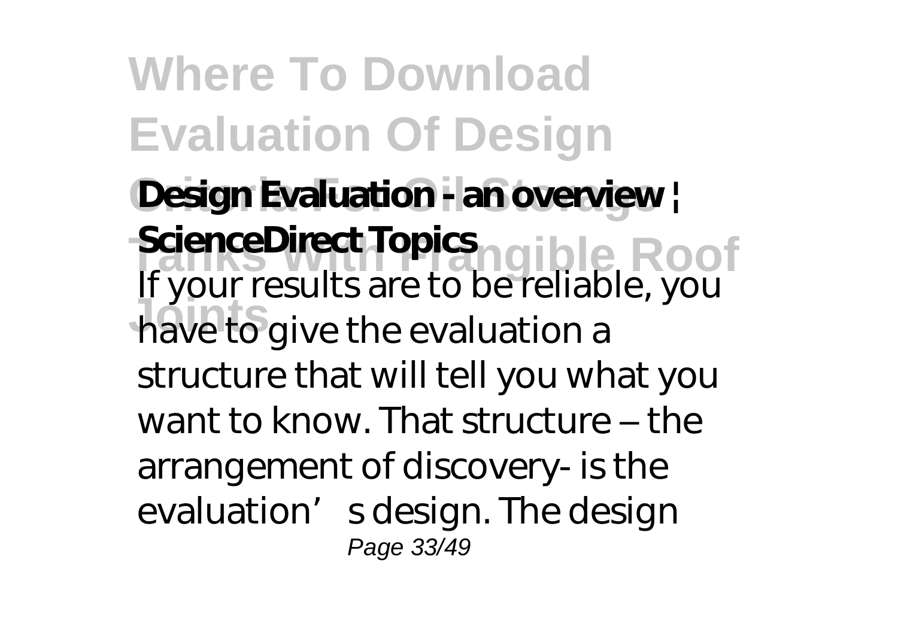**Design Evaluation - an overview | ScienceDirect Topics**

If your results are to be reliable, you have to give the evaluation a structure that will tell you what you want to know. That structure – the arrangement of discovery- is the evaluation's design. The design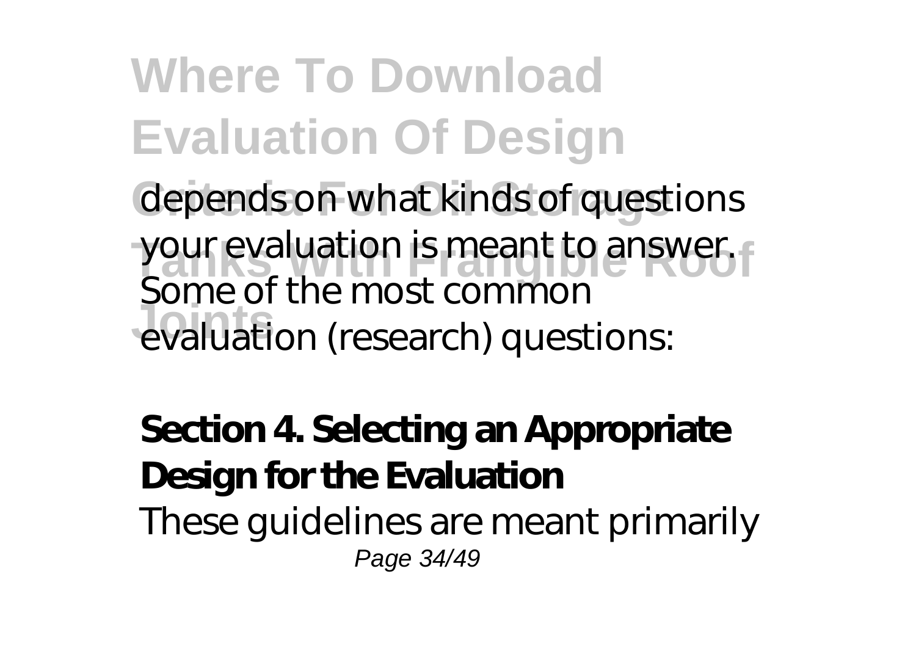depends on what kinds of questions your evaluation is meant to answer. Some of the most common evaluation (research) questions:

**Section 4. Selecting an Appropriate Design for the Evaluation**

These guidelines are meant primarily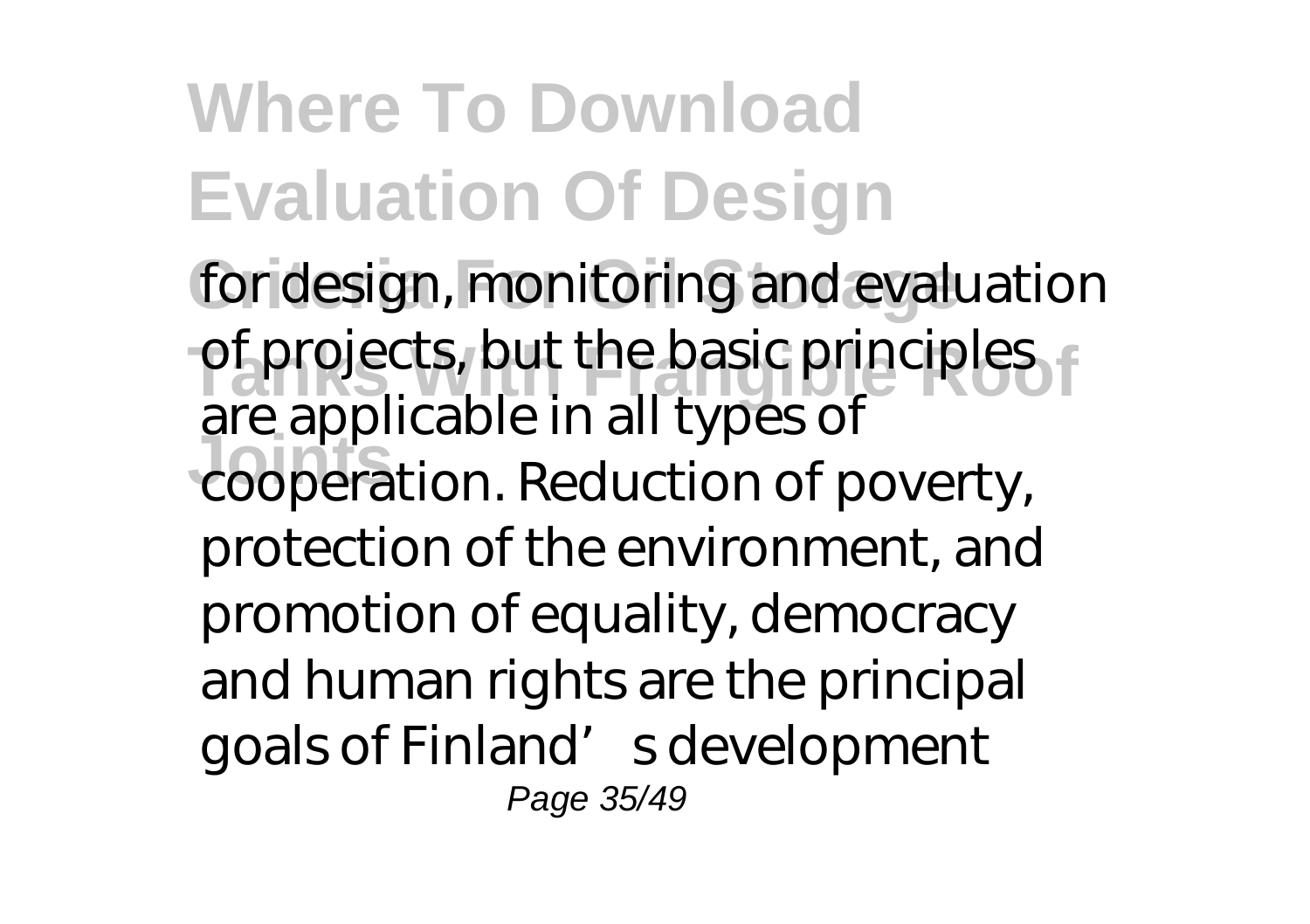# Where To Download Evaluation Of Design

for design, monitoring and evaluation of projects, but the basic principles are applicable in all types of cooperation. Reduction of poverty, protection of the environment, and promotion of equality, democracy and human rights are the principal goals of Finland's development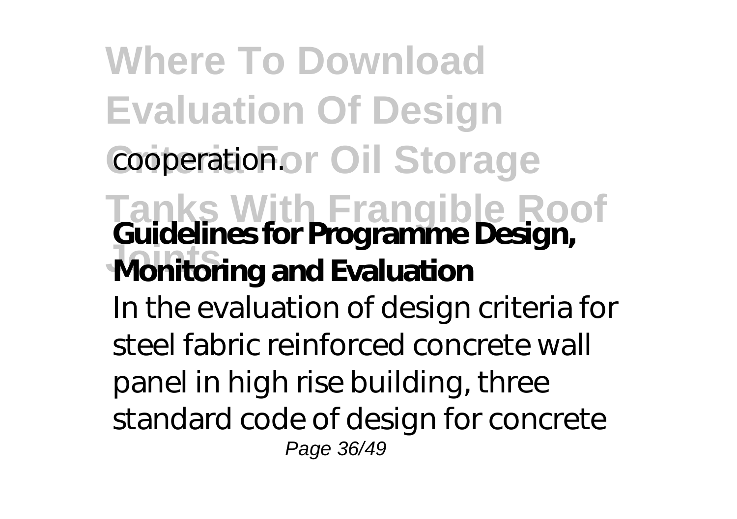cooperation.

**Guidelines for Programme Design, Monitoring and Evaluation**

In the evaluation of design criteria for steel fabric reinforced concrete wall panel in high rise building, three standard code of design for concrete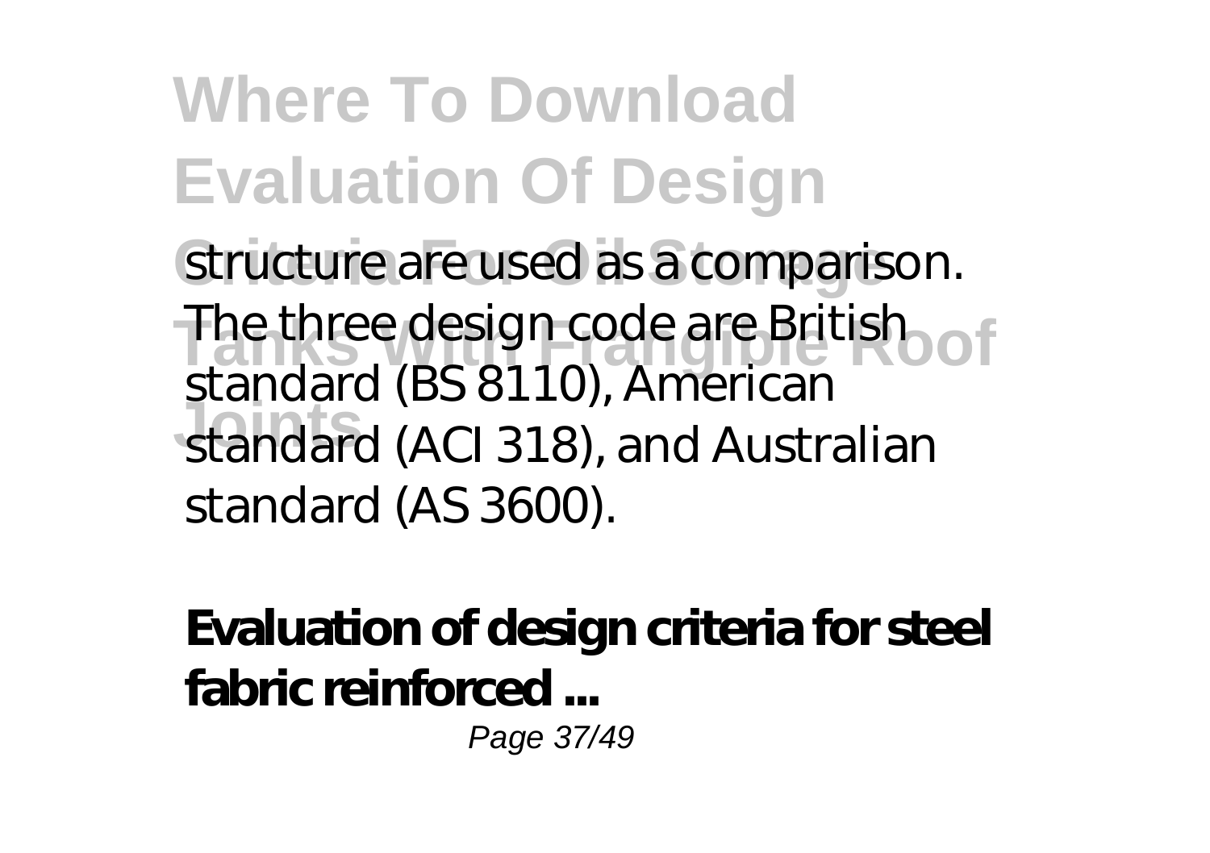structure are used as a comparison. The three design code are British standard (BS 8110), American standard (ACI 318), and Australian standard (AS 3600).

**Evaluation of design criteria for steel fabric reinforced ...**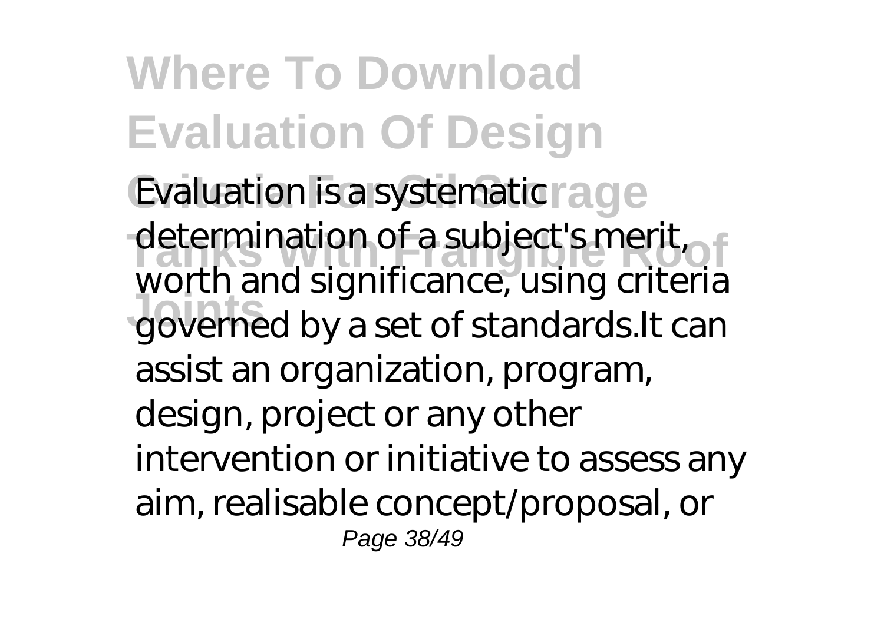Evaluation is a systematic determination of a subject's merit, worth and significance, using criteria governed by a set of standards.It can assist an organization, program, design, project or any other intervention or initiative to assess any aim, realisable concept/proposal, or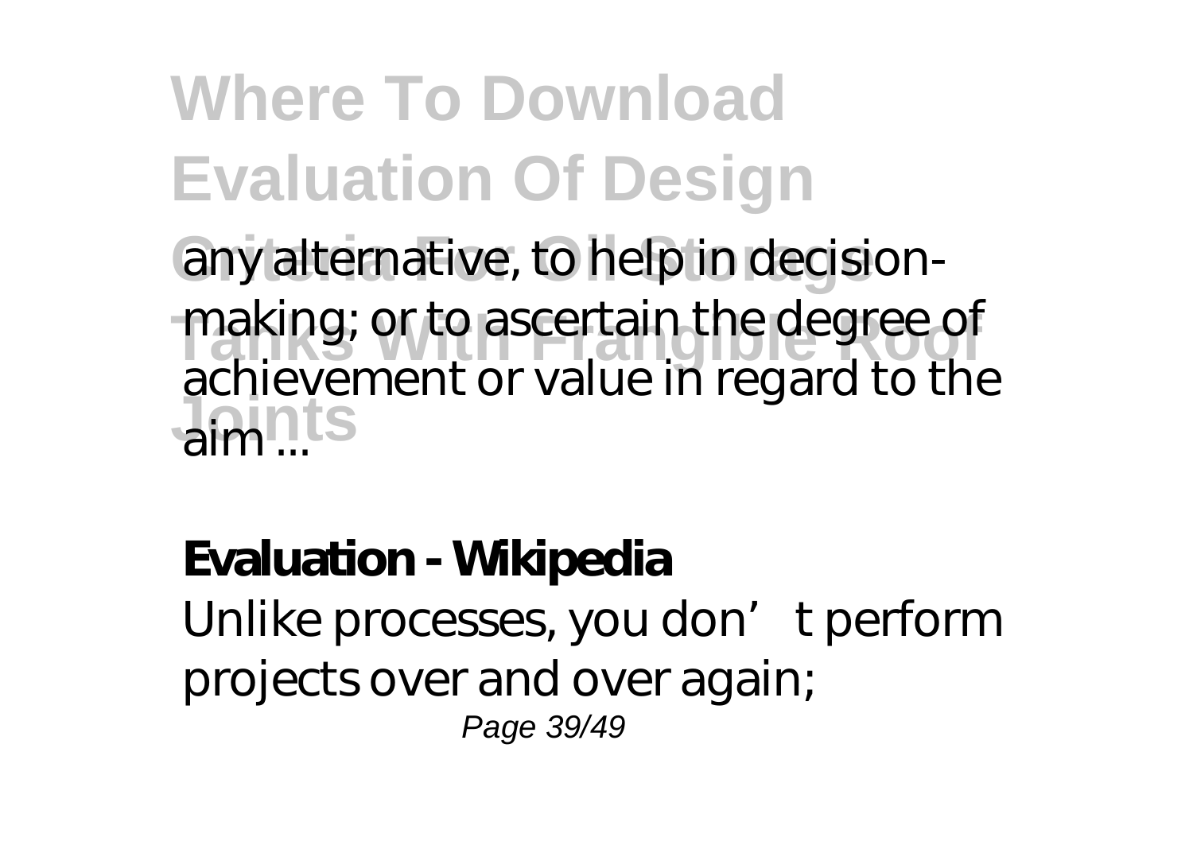any alternative, to help in decision-making; or to ascertain the degree of achievement or value in regard to the aim ...

**Evaluation - Wikipedia**

Unlike processes, you don't perform projects over and over again;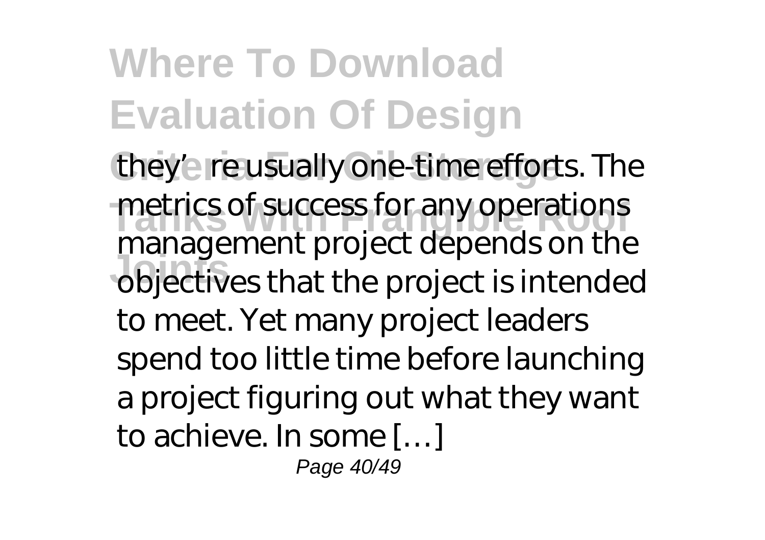they're usually one-time efforts. The metrics of success for any operations management project depends on the objectives that the project is intended to meet. Yet many project leaders spend too little time before launching a project figuring out what they want to achieve. In some […]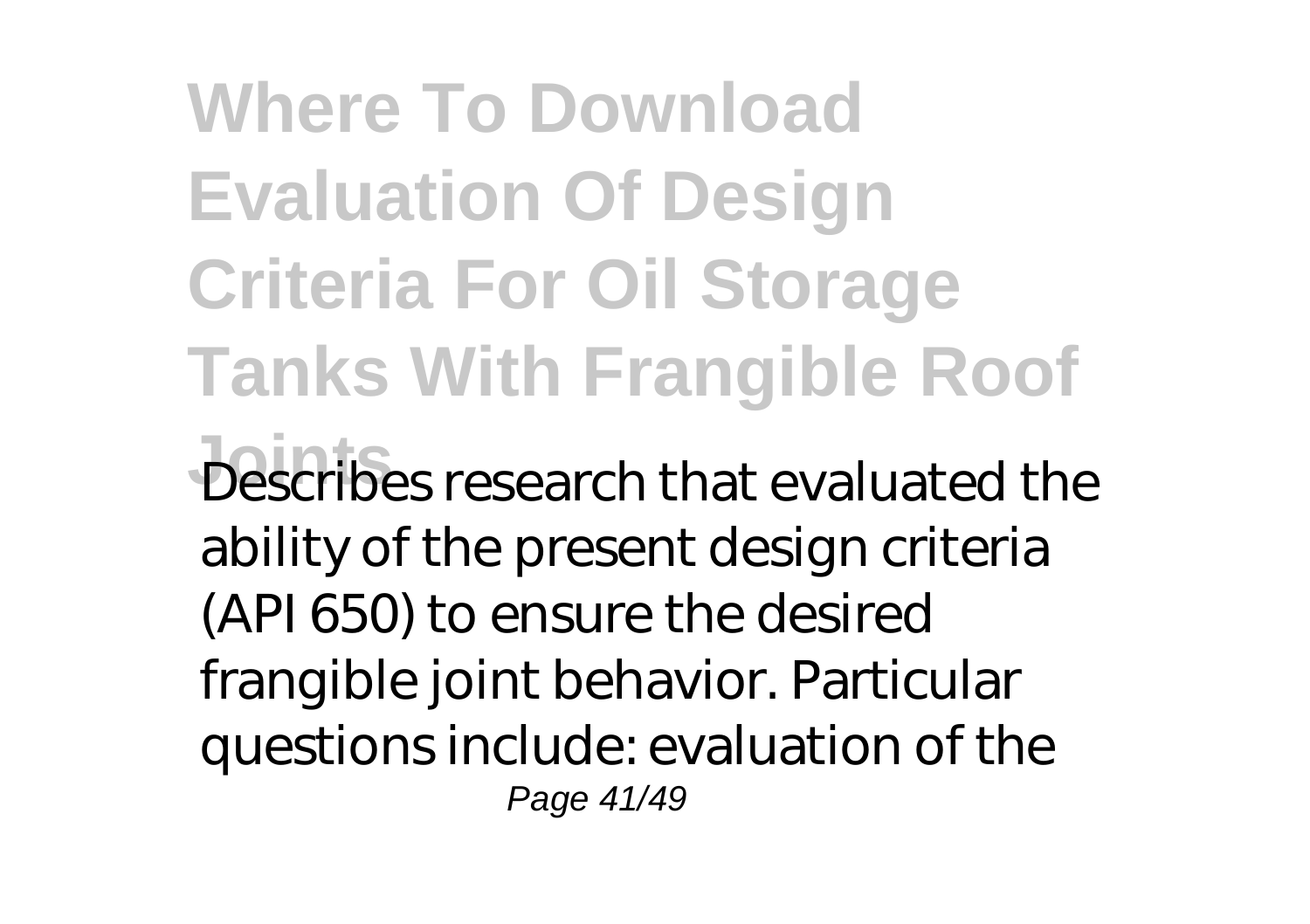# Where To Download Evaluation Of Design Criteria For Oil Storage Tanks With Frangible Roof Joints

Describes research that evaluated the ability of the present design criteria (API 650) to ensure the desired frangible joint behavior. Particular questions include: evaluation of the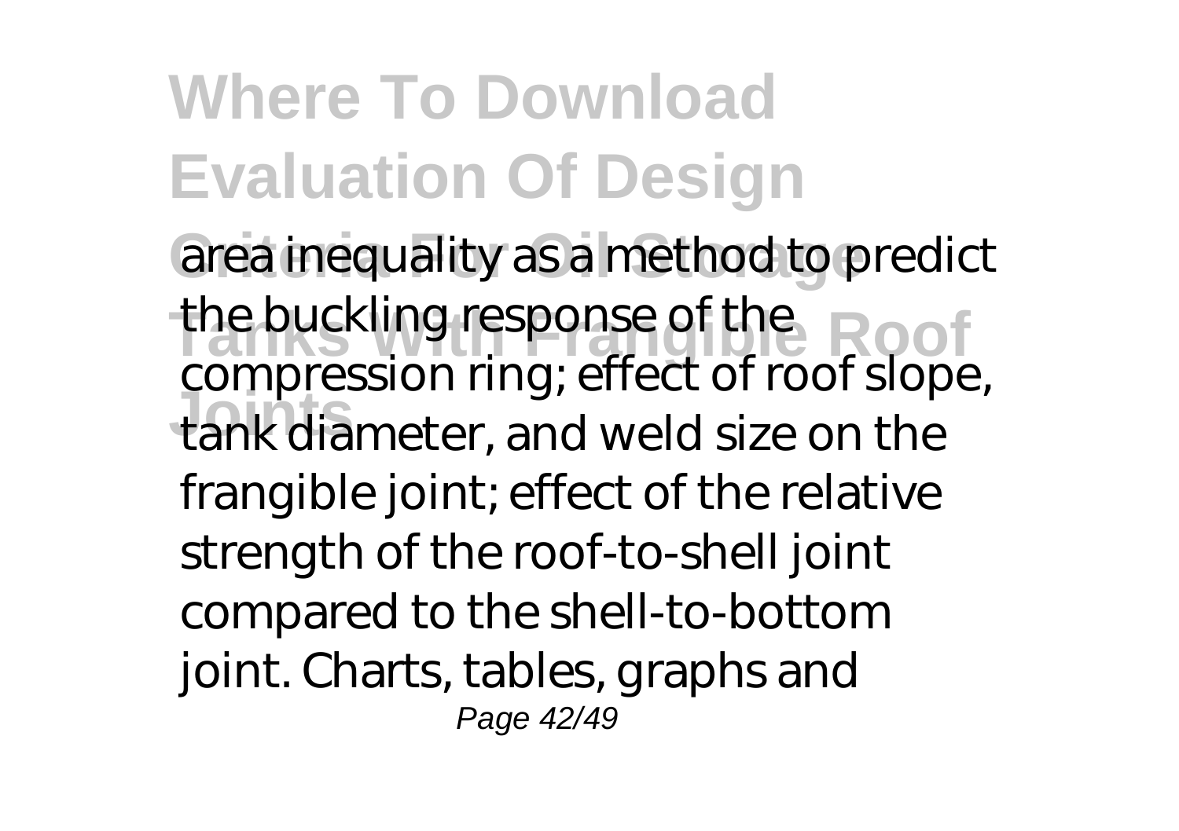area inequality as a method to predict the buckling response of the compression ring; effect of roof slope, tank diameter, and weld size on the frangible joint; effect of the relative strength of the roof-to-shell joint compared to the shell-to-bottom joint. Charts, tables, graphs and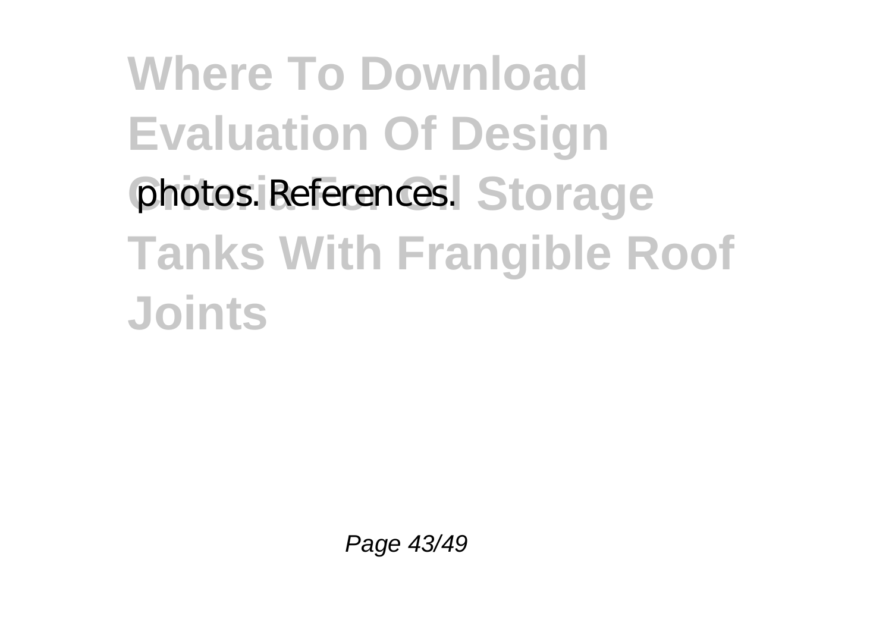photos. References.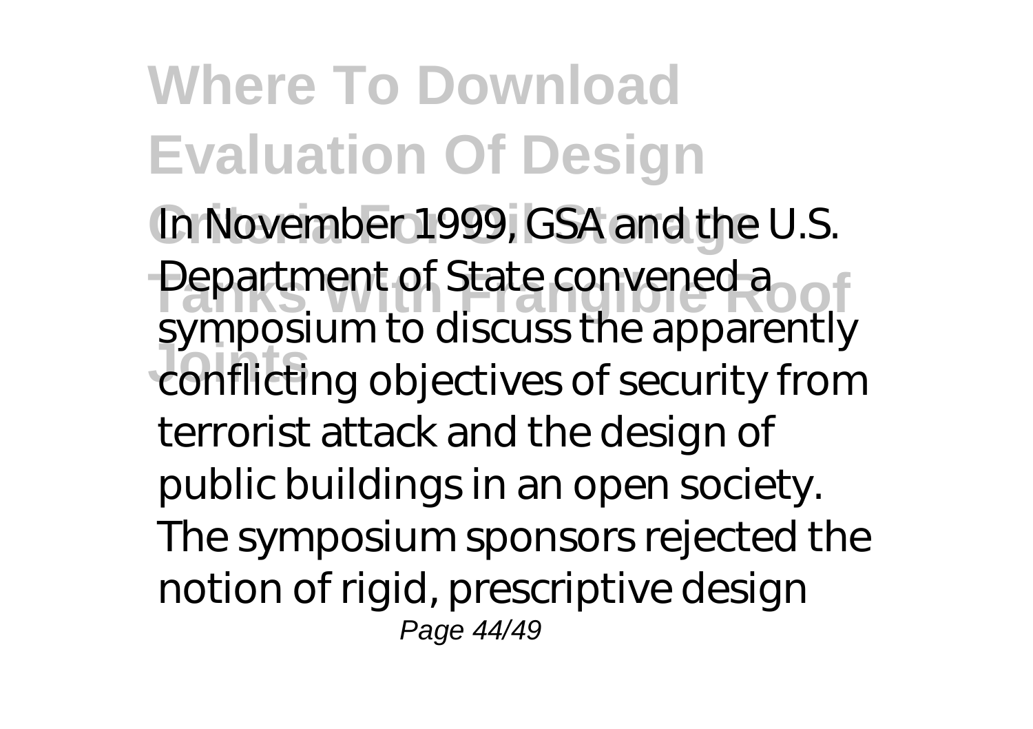In November 1999, GSA and the U.S. Department of State convened a symposium to discuss the apparently conflicting objectives of security from terrorist attack and the design of public buildings in an open society. The symposium sponsors rejected the notion of rigid, prescriptive design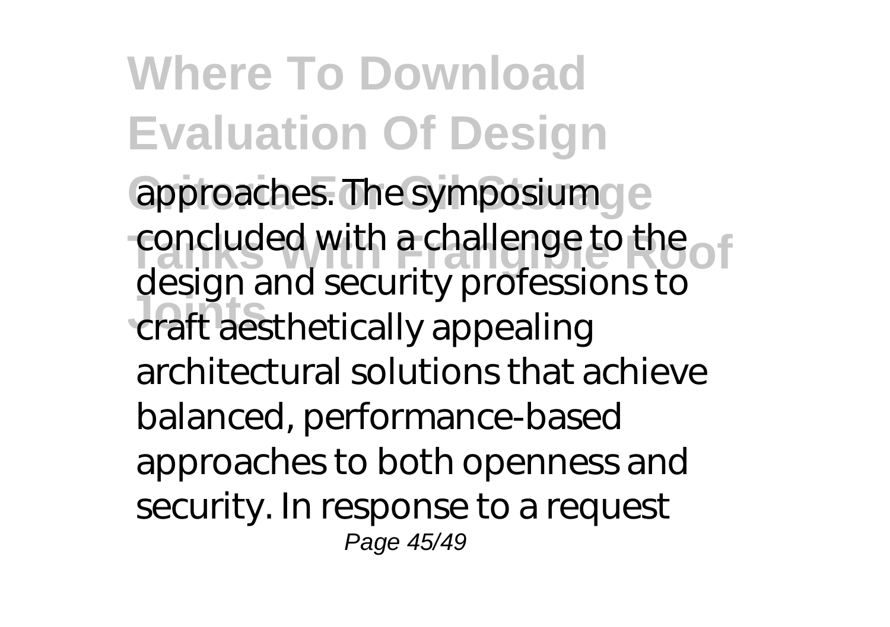approaches. The symposium concluded with a challenge to the design and security professions to craft aesthetically appealing architectural solutions that achieve balanced, performance-based approaches to both openness and security. In response to a request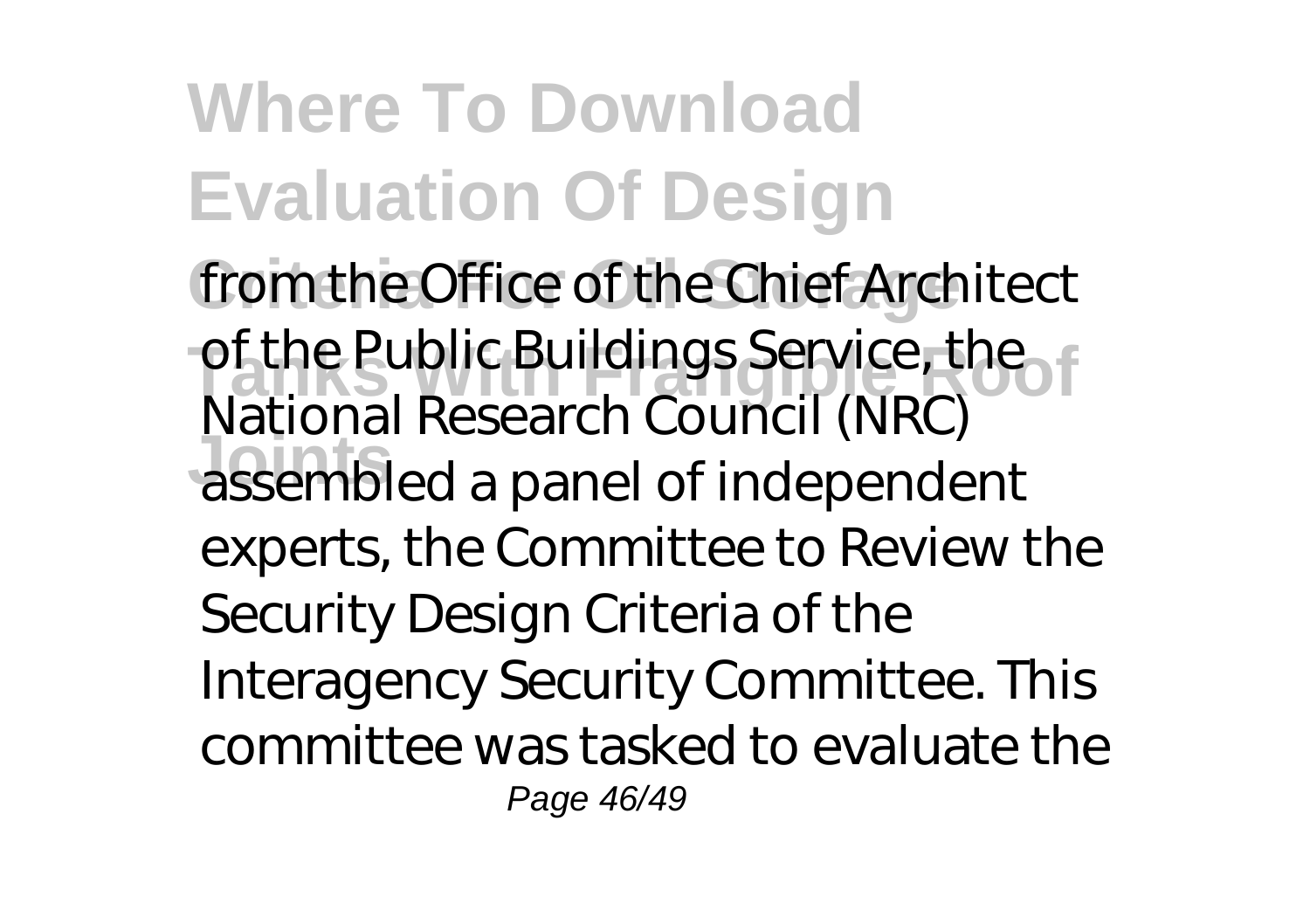from the Office of the Chief Architect of the Public Buildings Service, the National Research Council (NRC) assembled a panel of independent experts, the Committee to Review the Security Design Criteria of the Interagency Security Committee. This committee was tasked to evaluate the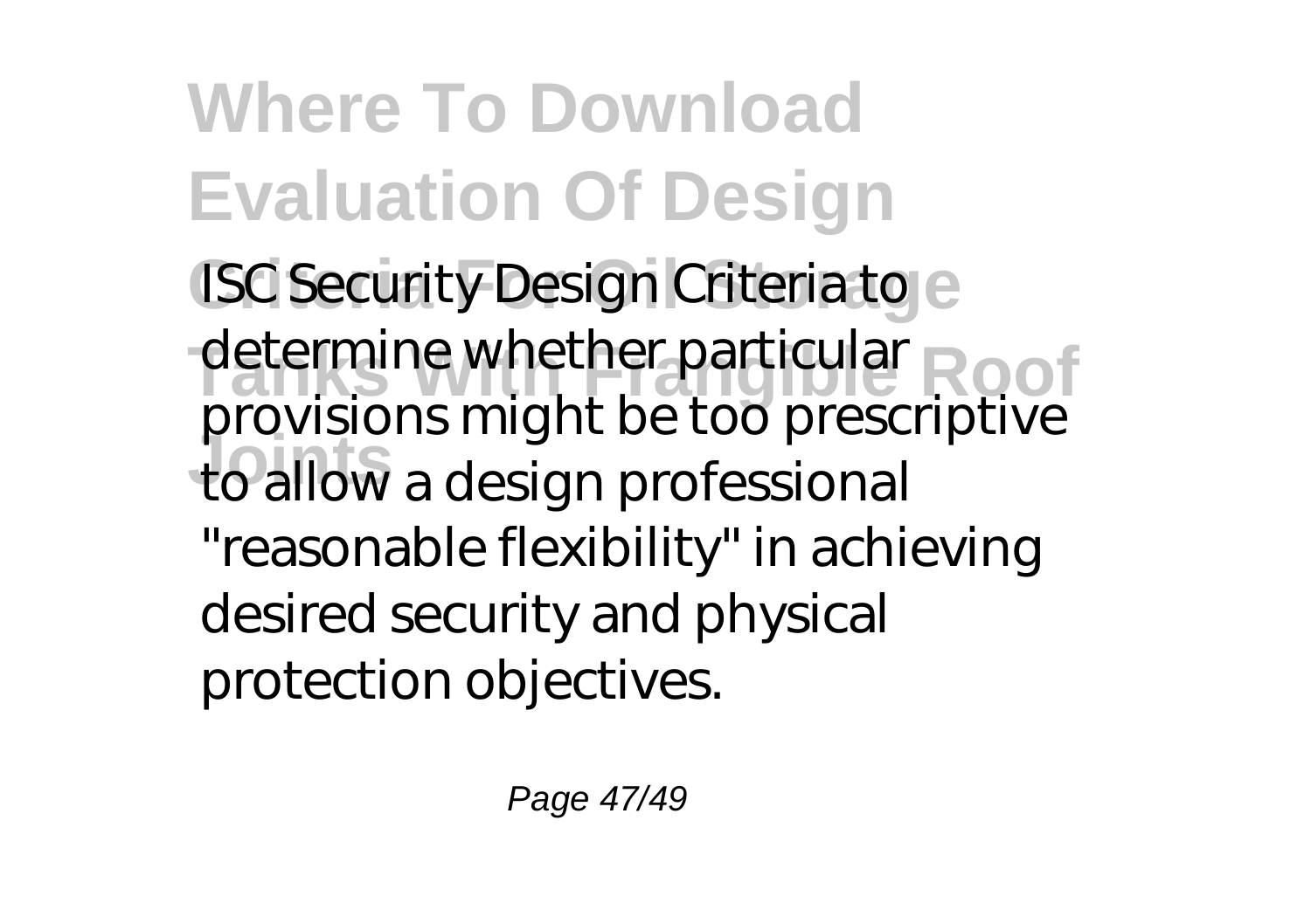ISC Security Design Criteria to determine whether particular provisions might be too prescriptive to allow a design professional "reasonable flexibility" in achieving desired security and physical protection objectives.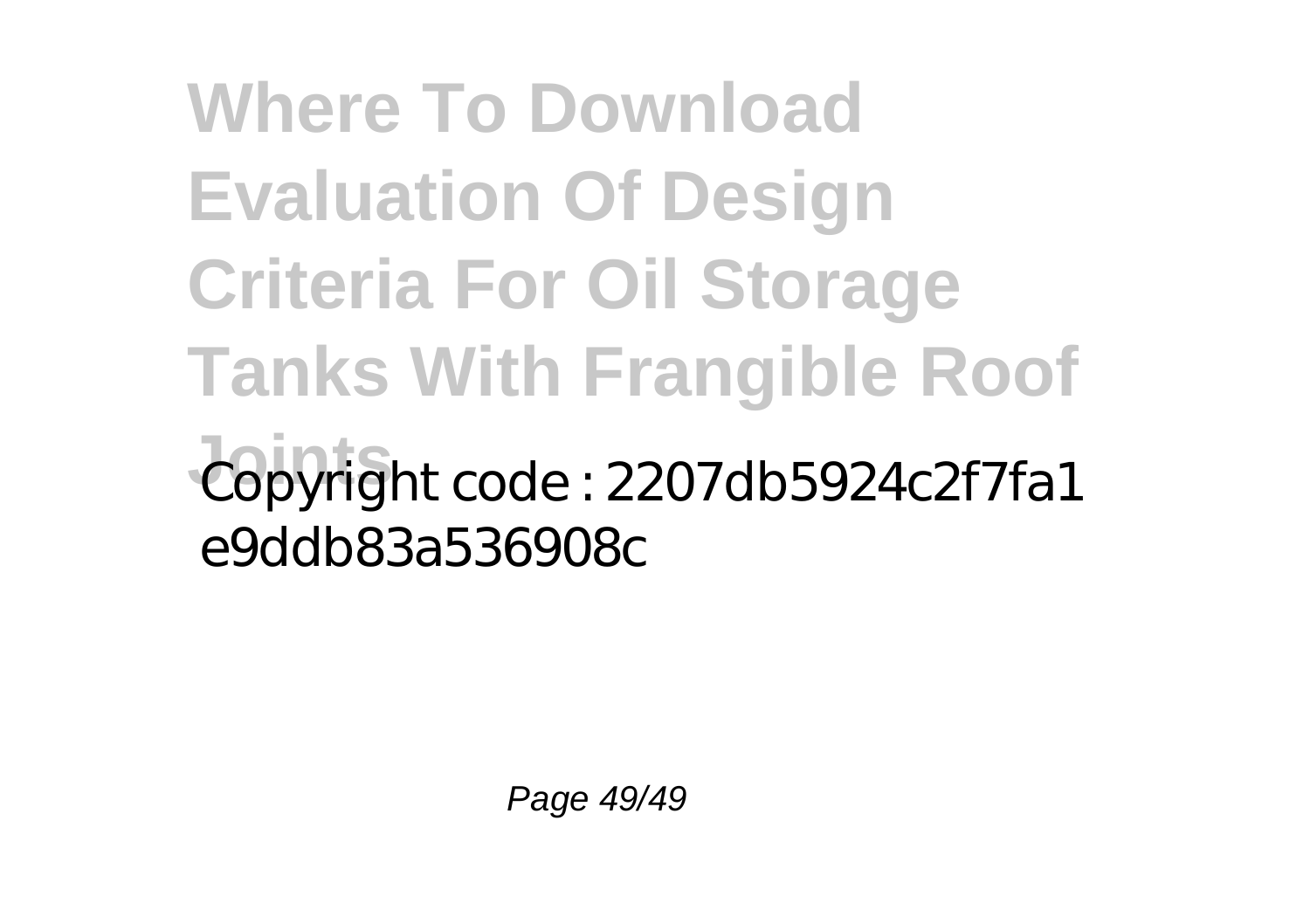# Where To Download Evaluation Of Design Criteria For Oil Storage Tanks With Frangible Roof Joints

Copyright code : 2207db5924c2f7fa1e9ddb83a536908c